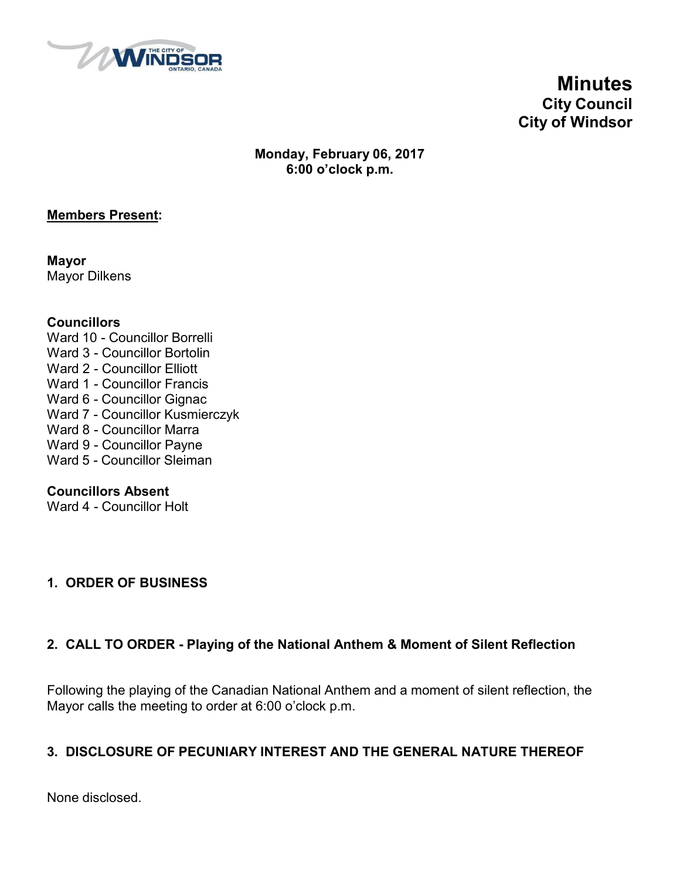# Minutes
## City Council
## City of Windsor

**Monday, February 06, 2017**
**6:00 o'clock p.m.**

**Members Present:**

**Mayor**
Mayor Dilkens

**Councillors**
Ward 10 - Councillor Borrelli
Ward 3 - Councillor Bortolin
Ward 2 - Councillor Elliott
Ward 1 - Councillor Francis
Ward 6 - Councillor Gignac
Ward 7 - Councillor Kusmierczyk
Ward 8 - Councillor Marra
Ward 9 - Councillor Payne
Ward 5 - Councillor Sleiman

**Councillors Absent**
Ward 4 - Councillor Holt

### 1. ORDER OF BUSINESS

### 2. CALL TO ORDER - Playing of the National Anthem & Moment of Silent Reflection

Following the playing of the Canadian National Anthem and a moment of silent reflection, the Mayor calls the meeting to order at 6:00 o'clock p.m.

### 3. DISCLOSURE OF PECUNIARY INTEREST AND THE GENERAL NATURE THEREOF

None disclosed.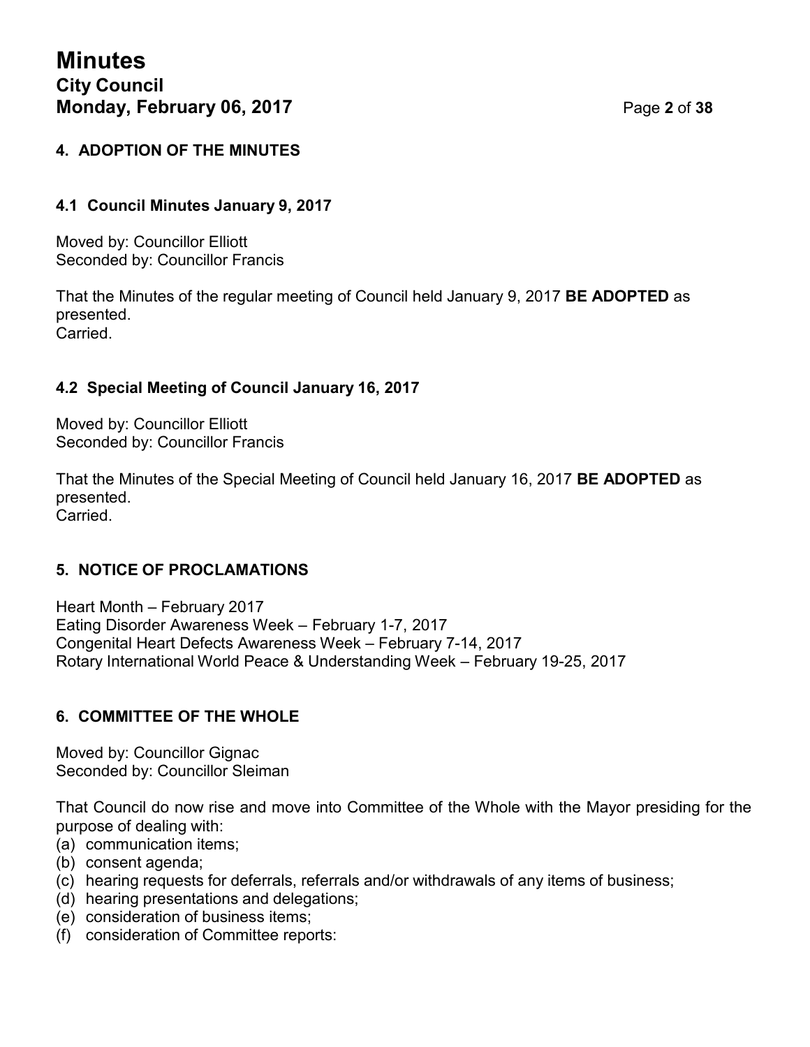## 4. ADOPTION OF THE MINUTES

### 4.1 Council Minutes January 9, 2017

Moved by: Councillor Elliott
Seconded by: Councillor Francis

That the Minutes of the regular meeting of Council held January 9, 2017 **BE ADOPTED** as presented.
Carried.

### 4.2 Special Meeting of Council January 16, 2017

Moved by: Councillor Elliott
Seconded by: Councillor Francis

That the Minutes of the Special Meeting of Council held January 16, 2017 **BE ADOPTED** as presented.
Carried.

## 5. NOTICE OF PROCLAMATIONS

Heart Month – February 2017
Eating Disorder Awareness Week – February 1-7, 2017
Congenital Heart Defects Awareness Week – February 7-14, 2017
Rotary International World Peace & Understanding Week – February 19-25, 2017

## 6. COMMITTEE OF THE WHOLE

Moved by: Councillor Gignac
Seconded by: Councillor Sleiman

That Council do now rise and move into Committee of the Whole with the Mayor presiding for the purpose of dealing with:

(a) communication items;
(b) consent agenda;
(c) hearing requests for deferrals, referrals and/or withdrawals of any items of business;
(d) hearing presentations and delegations;
(e) consideration of business items;
(f) consideration of Committee reports: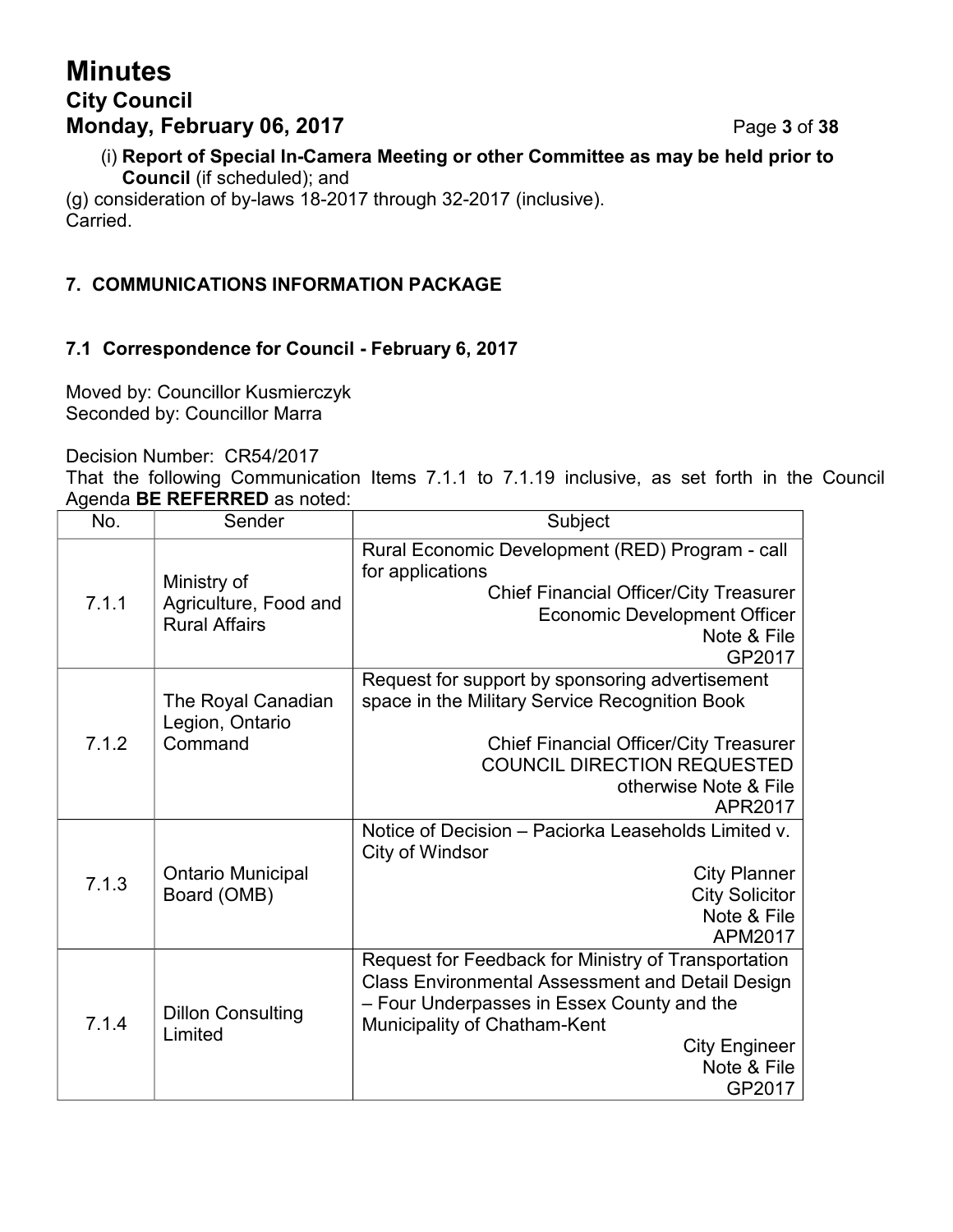(i) **Report of Special In-Camera Meeting or other Committee as may be held prior to Council** (if scheduled); and

(g) consideration of by-laws 18-2017 through 32-2017 (inclusive).
Carried.

## 7. COMMUNICATIONS INFORMATION PACKAGE

### 7.1 Correspondence for Council - February 6, 2017

Moved by: Councillor Kusmierczyk
Seconded by: Councillor Marra

Decision Number: CR54/2017
That the following Communication Items 7.1.1 to 7.1.19 inclusive, as set forth in the Council Agenda **BE REFERRED** as noted:

| No. | Sender | Subject |
|---|---|---|
| 7.1.1 | Ministry of Agriculture, Food and Rural Affairs | Rural Economic Development (RED) Program - call for applications<br>Chief Financial Officer/City Treasurer<br>Economic Development Officer<br>Note & File<br>GP2017 |
| 7.1.2 | The Royal Canadian Legion, Ontario Command | Request for support by sponsoring advertisement space in the Military Service Recognition Book<br><br>Chief Financial Officer/City Treasurer<br>COUNCIL DIRECTION REQUESTED<br>otherwise Note & File<br>APR2017 |
| 7.1.3 | Ontario Municipal Board (OMB) | Notice of Decision – Paciorka Leaseholds Limited v. City of Windsor<br>City Planner<br>City Solicitor<br>Note & File<br>APM2017 |
| 7.1.4 | Dillon Consulting Limited | Request for Feedback for Ministry of Transportation Class Environmental Assessment and Detail Design – Four Underpasses in Essex County and the Municipality of Chatham-Kent<br>City Engineer<br>Note & File<br>GP2017 |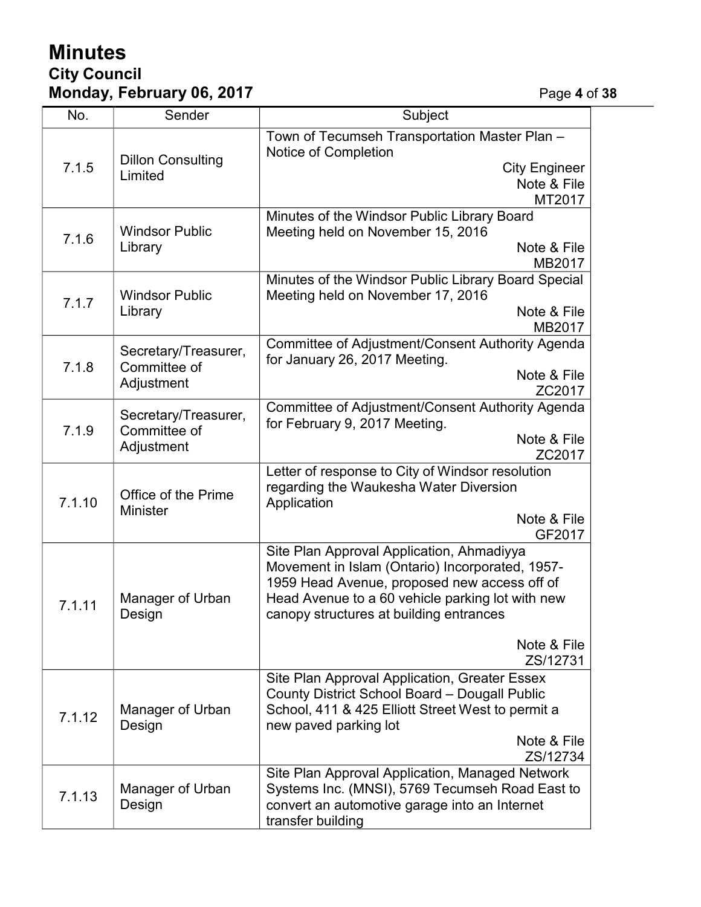| No. | Sender | Subject |
|---|---|---|
| 7.1.5 | Dillon Consulting Limited | Town of Tecumseh Transportation Master Plan – Notice of Completion<br>City Engineer<br>Note & File<br>MT2017 |
| 7.1.6 | Windsor Public Library | Minutes of the Windsor Public Library Board Meeting held on November 15, 2016<br>Note & File<br>MB2017 |
| 7.1.7 | Windsor Public Library | Minutes of the Windsor Public Library Board Special Meeting held on November 17, 2016<br>Note & File<br>MB2017 |
| 7.1.8 | Secretary/Treasurer, Committee of Adjustment | Committee of Adjustment/Consent Authority Agenda for January 26, 2017 Meeting.<br>Note & File<br>ZC2017 |
| 7.1.9 | Secretary/Treasurer, Committee of Adjustment | Committee of Adjustment/Consent Authority Agenda for February 9, 2017 Meeting.<br>Note & File<br>ZC2017 |
| 7.1.10 | Office of the Prime Minister | Letter of response to City of Windsor resolution regarding the Waukesha Water Diversion Application<br>Note & File<br>GF2017 |
| 7.1.11 | Manager of Urban Design | Site Plan Approval Application, Ahmadiyya Movement in Islam (Ontario) Incorporated, 1957-1959 Head Avenue, proposed new access off of Head Avenue to a 60 vehicle parking lot with new canopy structures at building entrances<br>Note & File<br>ZS/12731 |
| 7.1.12 | Manager of Urban Design | Site Plan Approval Application, Greater Essex County District School Board – Dougall Public School, 411 & 425 Elliott Street West to permit a new paved parking lot<br>Note & File<br>ZS/12734 |
| 7.1.13 | Manager of Urban Design | Site Plan Approval Application, Managed Network Systems Inc. (MNSI), 5769 Tecumseh Road East to convert an automotive garage into an Internet transfer building |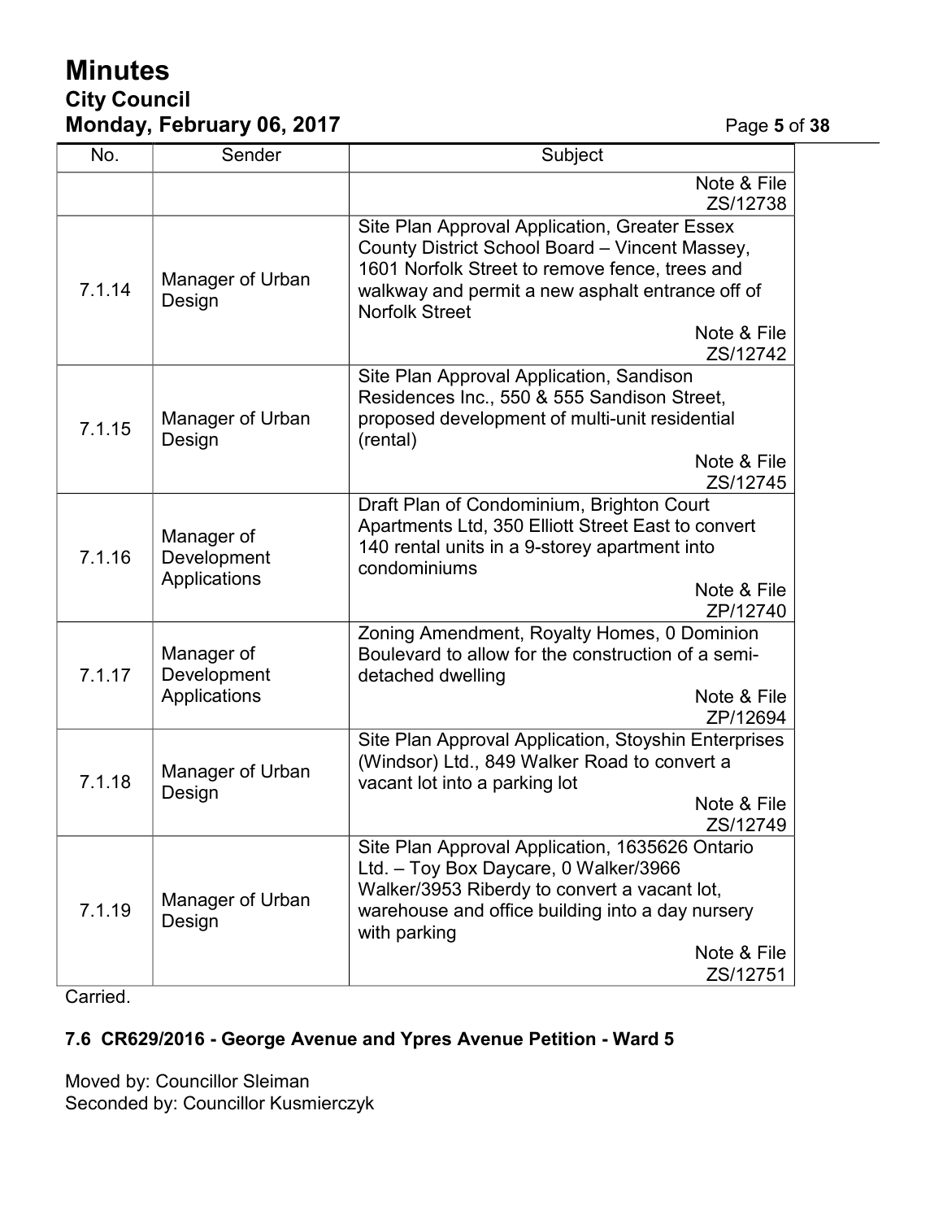| No. | Sender | Subject |
|---|---|---|
| | | Note & File ZS/12738 |
| 7.1.14 | Manager of Urban Design | Site Plan Approval Application, Greater Essex County District School Board – Vincent Massey, 1601 Norfolk Street to remove fence, trees and walkway and permit a new asphalt entrance off of Norfolk Street<br>Note & File ZS/12742 |
| 7.1.15 | Manager of Urban Design | Site Plan Approval Application, Sandison Residences Inc., 550 & 555 Sandison Street, proposed development of multi-unit residential (rental)<br>Note & File ZS/12745 |
| 7.1.16 | Manager of Development Applications | Draft Plan of Condominium, Brighton Court Apartments Ltd, 350 Elliott Street East to convert 140 rental units in a 9-storey apartment into condominiums<br>Note & File ZP/12740 |
| 7.1.17 | Manager of Development Applications | Zoning Amendment, Royalty Homes, 0 Dominion Boulevard to allow for the construction of a semi-detached dwelling<br>Note & File ZP/12694 |
| 7.1.18 | Manager of Urban Design | Site Plan Approval Application, Stoyshin Enterprises (Windsor) Ltd., 849 Walker Road to convert a vacant lot into a parking lot<br>Note & File ZS/12749 |
| 7.1.19 | Manager of Urban Design | Site Plan Approval Application, 1635626 Ontario Ltd. – Toy Box Daycare, 0 Walker/3966 Walker/3953 Riberdy to convert a vacant lot, warehouse and office building into a day nursery with parking<br>Note & File ZS/12751 |

Carried.

### 7.6 CR629/2016 - George Avenue and Ypres Avenue Petition - Ward 5

Moved by: Councillor Sleiman
Seconded by: Councillor Kusmierczyk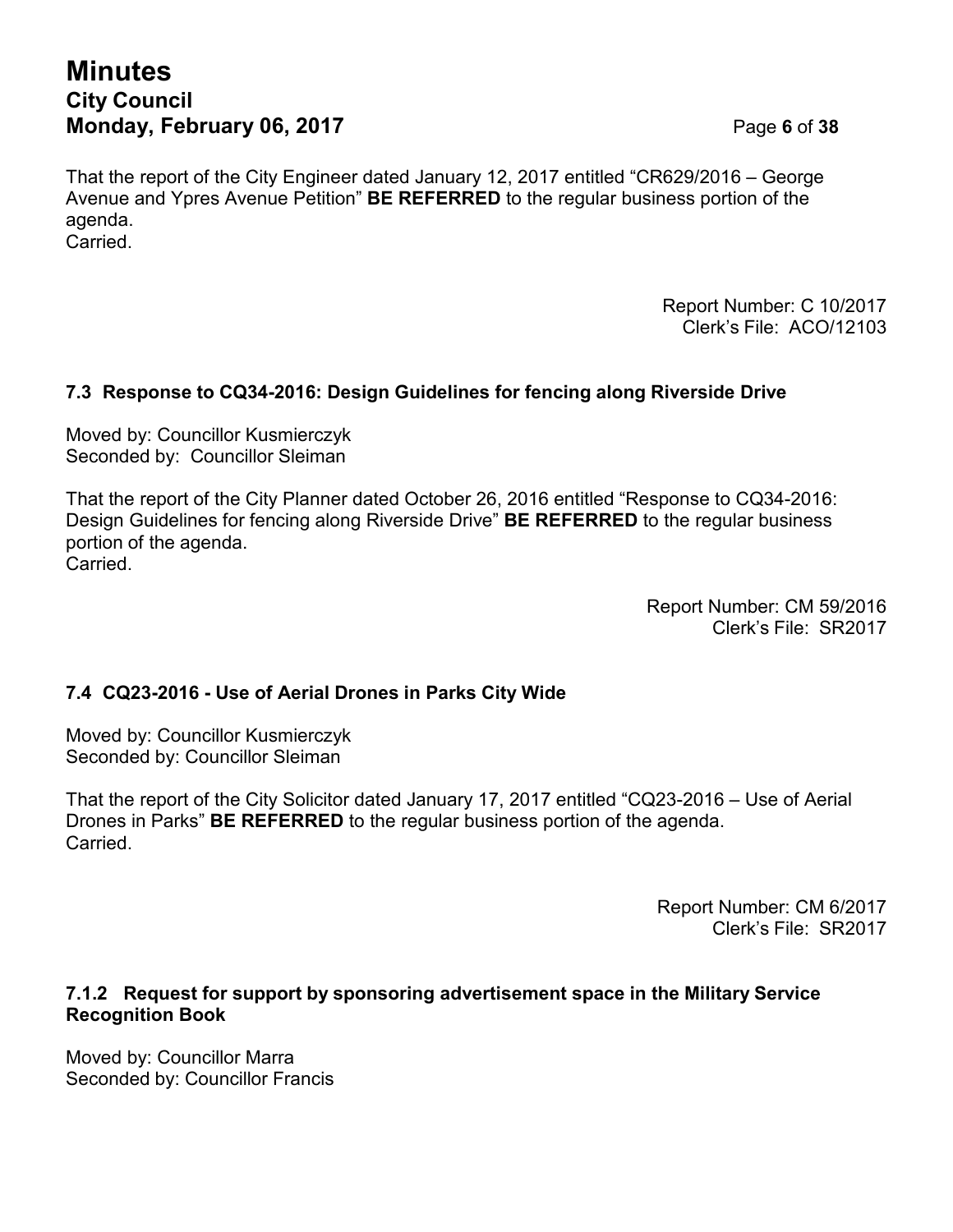That the report of the City Engineer dated January 12, 2017 entitled "CR629/2016 – George Avenue and Ypres Avenue Petition" **BE REFERRED** to the regular business portion of the agenda.
Carried.

Report Number: C 10/2017
Clerk's File: ACO/12103

### 7.3 Response to CQ34-2016: Design Guidelines for fencing along Riverside Drive

Moved by: Councillor Kusmierczyk
Seconded by: Councillor Sleiman

That the report of the City Planner dated October 26, 2016 entitled "Response to CQ34-2016: Design Guidelines for fencing along Riverside Drive" **BE REFERRED** to the regular business portion of the agenda.
Carried.

Report Number: CM 59/2016
Clerk's File: SR2017

### 7.4 CQ23-2016 - Use of Aerial Drones in Parks City Wide

Moved by: Councillor Kusmierczyk
Seconded by: Councillor Sleiman

That the report of the City Solicitor dated January 17, 2017 entitled "CQ23-2016 – Use of Aerial Drones in Parks" **BE REFERRED** to the regular business portion of the agenda.
Carried.

Report Number: CM 6/2017
Clerk's File: SR2017

### 7.1.2 Request for support by sponsoring advertisement space in the Military Service Recognition Book

Moved by: Councillor Marra
Seconded by: Councillor Francis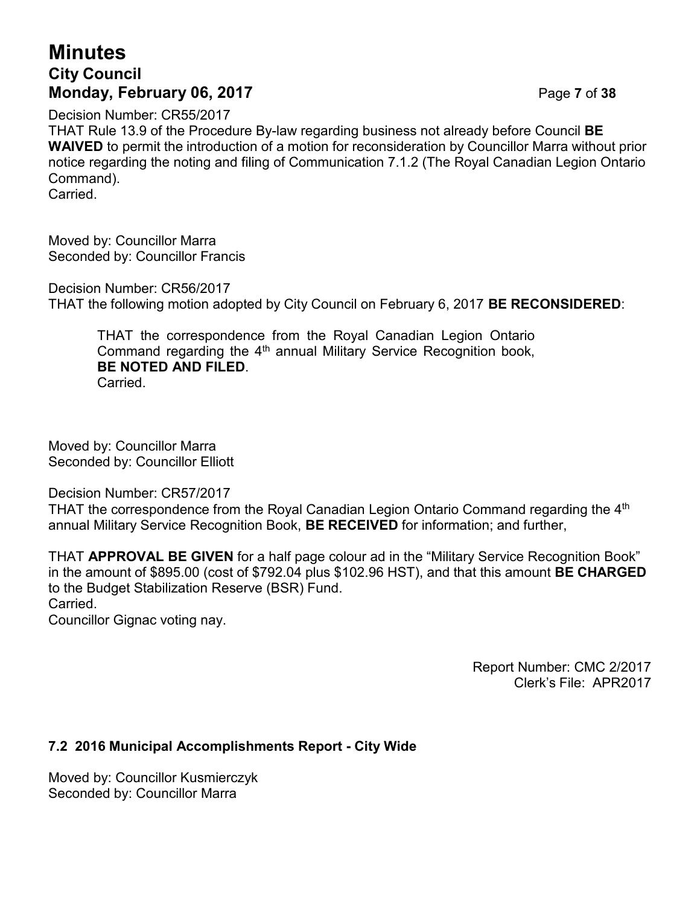Decision Number: CR55/2017
THAT Rule 13.9 of the Procedure By-law regarding business not already before Council **BE WAIVED** to permit the introduction of a motion for reconsideration by Councillor Marra without prior notice regarding the noting and filing of Communication 7.1.2 (The Royal Canadian Legion Ontario Command).
Carried.

Moved by: Councillor Marra
Seconded by: Councillor Francis

Decision Number: CR56/2017
THAT the following motion adopted by City Council on February 6, 2017 **BE RECONSIDERED**:

> THAT the correspondence from the Royal Canadian Legion Ontario Command regarding the 4th annual Military Service Recognition book, **BE NOTED AND FILED**.
> Carried.

Moved by: Councillor Marra
Seconded by: Councillor Elliott

Decision Number: CR57/2017
THAT the correspondence from the Royal Canadian Legion Ontario Command regarding the 4th annual Military Service Recognition Book, **BE RECEIVED** for information; and further,

THAT **APPROVAL BE GIVEN** for a half page colour ad in the "Military Service Recognition Book" in the amount of $895.00 (cost of $792.04 plus $102.96 HST), and that this amount **BE CHARGED** to the Budget Stabilization Reserve (BSR) Fund.
Carried.
Councillor Gignac voting nay.

Report Number: CMC 2/2017
Clerk's File: APR2017

### 7.2 2016 Municipal Accomplishments Report - City Wide

Moved by: Councillor Kusmierczyk
Seconded by: Councillor Marra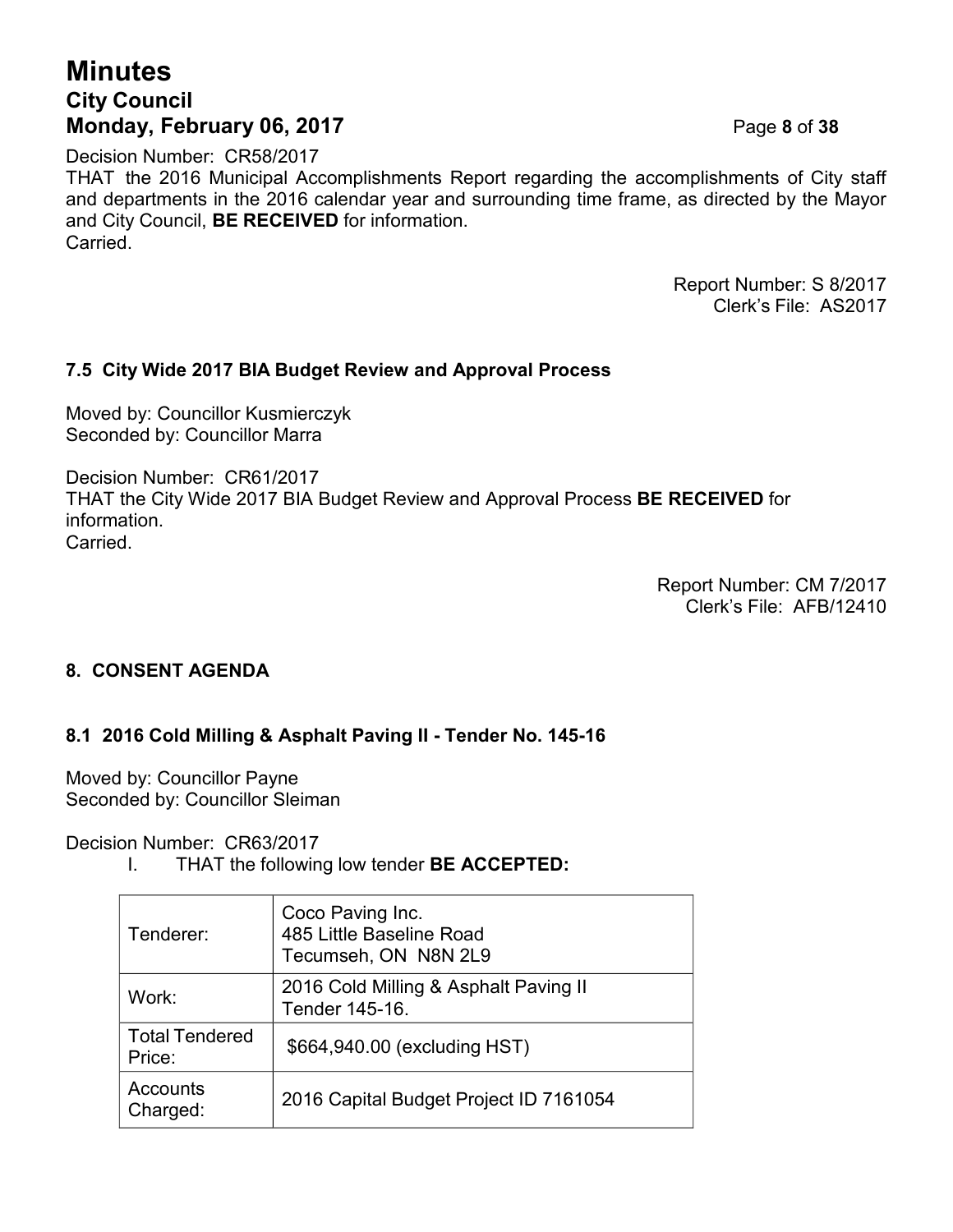Decision Number: CR58/2017
THAT the 2016 Municipal Accomplishments Report regarding the accomplishments of City staff and departments in the 2016 calendar year and surrounding time frame, as directed by the Mayor and City Council, **BE RECEIVED** for information.
Carried.

Report Number: S 8/2017
Clerk's File: AS2017

### 7.5 City Wide 2017 BIA Budget Review and Approval Process

Moved by: Councillor Kusmierczyk
Seconded by: Councillor Marra

Decision Number: CR61/2017
THAT the City Wide 2017 BIA Budget Review and Approval Process **BE RECEIVED** for information.
Carried.

Report Number: CM 7/2017
Clerk's File: AFB/12410

## 8. CONSENT AGENDA

### 8.1 2016 Cold Milling & Asphalt Paving II - Tender No. 145-16

Moved by: Councillor Payne
Seconded by: Councillor Sleiman

Decision Number: CR63/2017

I. THAT the following low tender **BE ACCEPTED:**

| | |
|---|---|
| Tenderer: | Coco Paving Inc.<br>485 Little Baseline Road<br>Tecumseh, ON N8N 2L9 |
| Work: | 2016 Cold Milling & Asphalt Paving II<br>Tender 145-16. |
| Total Tendered Price: | $664,940.00 (excluding HST) |
| Accounts Charged: | 2016 Capital Budget Project ID 7161054 |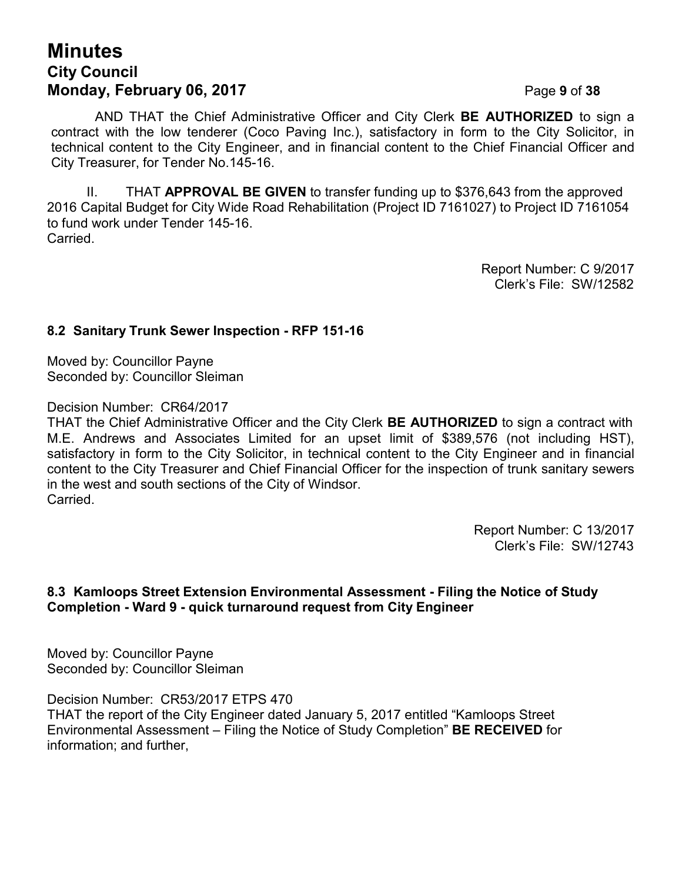AND THAT the Chief Administrative Officer and City Clerk **BE AUTHORIZED** to sign a contract with the low tenderer (Coco Paving Inc.), satisfactory in form to the City Solicitor, in technical content to the City Engineer, and in financial content to the Chief Financial Officer and City Treasurer, for Tender No.145-16.

II. THAT **APPROVAL BE GIVEN** to transfer funding up to $376,643 from the approved 2016 Capital Budget for City Wide Road Rehabilitation (Project ID 7161027) to Project ID 7161054 to fund work under Tender 145-16.
Carried.

Report Number: C 9/2017
Clerk's File: SW/12582

### 8.2 Sanitary Trunk Sewer Inspection - RFP 151-16

Moved by: Councillor Payne
Seconded by: Councillor Sleiman

Decision Number: CR64/2017
THAT the Chief Administrative Officer and the City Clerk **BE AUTHORIZED** to sign a contract with M.E. Andrews and Associates Limited for an upset limit of $389,576 (not including HST), satisfactory in form to the City Solicitor, in technical content to the City Engineer and in financial content to the City Treasurer and Chief Financial Officer for the inspection of trunk sanitary sewers in the west and south sections of the City of Windsor.
Carried.

Report Number: C 13/2017
Clerk's File: SW/12743

### 8.3 Kamloops Street Extension Environmental Assessment - Filing the Notice of Study Completion - Ward 9 - quick turnaround request from City Engineer

Moved by: Councillor Payne
Seconded by: Councillor Sleiman

Decision Number: CR53/2017 ETPS 470
THAT the report of the City Engineer dated January 5, 2017 entitled "Kamloops Street Environmental Assessment – Filing the Notice of Study Completion" **BE RECEIVED** for information; and further,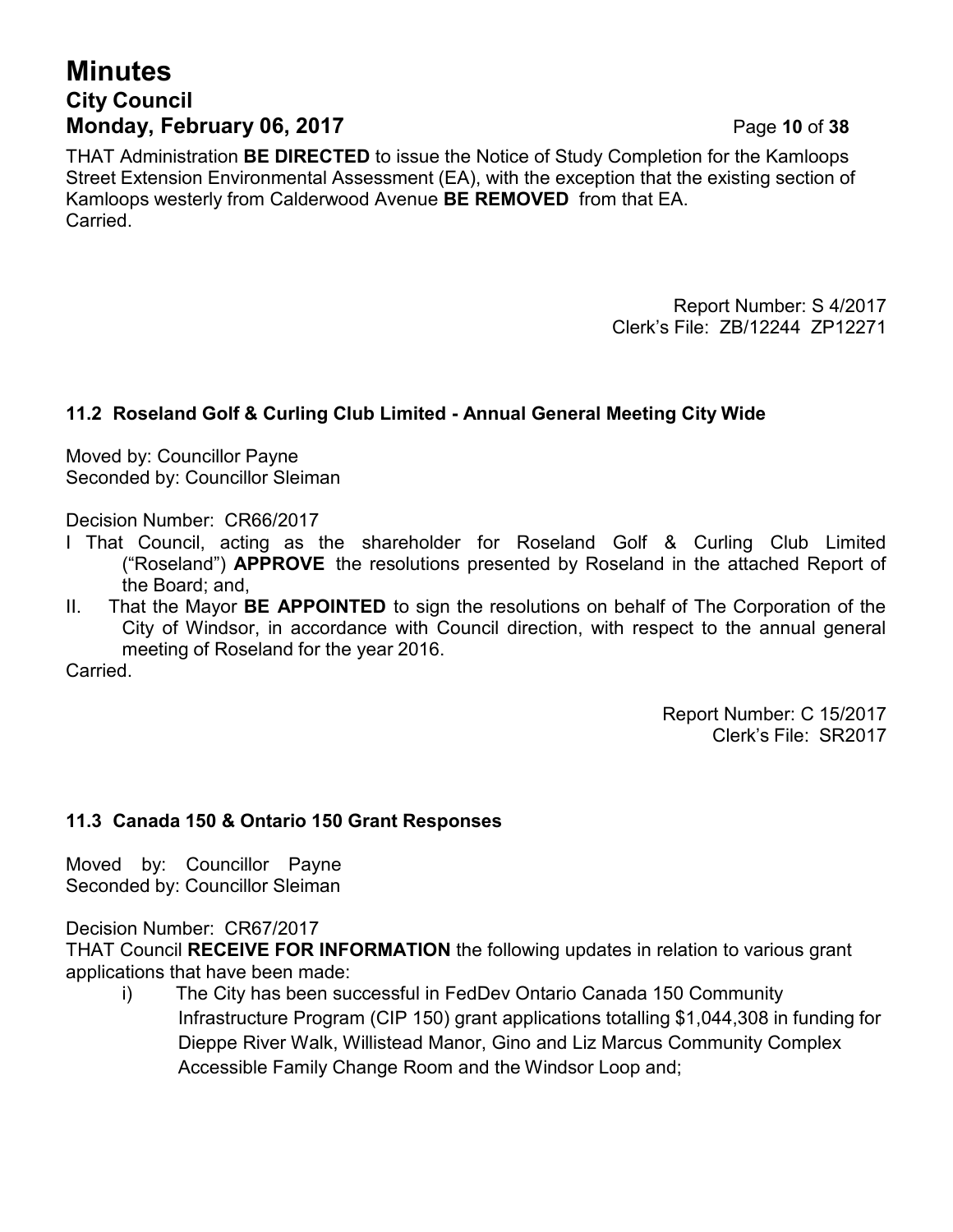THAT Administration **BE DIRECTED** to issue the Notice of Study Completion for the Kamloops Street Extension Environmental Assessment (EA), with the exception that the existing section of Kamloops westerly from Calderwood Avenue **BE REMOVED** from that EA.
Carried.

Report Number: S 4/2017
Clerk's File: ZB/12244 ZP12271

### 11.2 Roseland Golf & Curling Club Limited - Annual General Meeting City Wide

Moved by: Councillor Payne
Seconded by: Councillor Sleiman

Decision Number: CR66/2017

I That Council, acting as the shareholder for Roseland Golf & Curling Club Limited ("Roseland") **APPROVE** the resolutions presented by Roseland in the attached Report of the Board; and,

II. That the Mayor **BE APPOINTED** to sign the resolutions on behalf of The Corporation of the City of Windsor, in accordance with Council direction, with respect to the annual general meeting of Roseland for the year 2016.

Carried.

Report Number: C 15/2017
Clerk's File: SR2017

### 11.3 Canada 150 & Ontario 150 Grant Responses

Moved by: Councillor Payne
Seconded by: Councillor Sleiman

Decision Number: CR67/2017

THAT Council **RECEIVE FOR INFORMATION** the following updates in relation to various grant applications that have been made:

i) The City has been successful in FedDev Ontario Canada 150 Community Infrastructure Program (CIP 150) grant applications totalling $1,044,308 in funding for Dieppe River Walk, Willistead Manor, Gino and Liz Marcus Community Complex Accessible Family Change Room and the Windsor Loop and;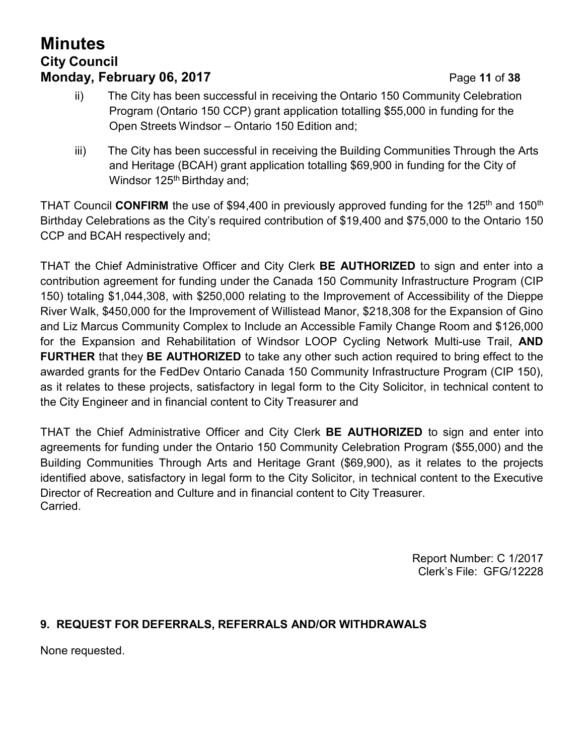ii) The City has been successful in receiving the Ontario 150 Community Celebration Program (Ontario 150 CCP) grant application totalling $55,000 in funding for the Open Streets Windsor – Ontario 150 Edition and;

iii) The City has been successful in receiving the Building Communities Through the Arts and Heritage (BCAH) grant application totalling $69,900 in funding for the City of Windsor 125th Birthday and;

THAT Council **CONFIRM** the use of $94,400 in previously approved funding for the 125th and 150th Birthday Celebrations as the City's required contribution of $19,400 and $75,000 to the Ontario 150 CCP and BCAH respectively and;

THAT the Chief Administrative Officer and City Clerk **BE AUTHORIZED** to sign and enter into a contribution agreement for funding under the Canada 150 Community Infrastructure Program (CIP 150) totaling $1,044,308, with $250,000 relating to the Improvement of Accessibility of the Dieppe River Walk, $450,000 for the Improvement of Willistead Manor, $218,308 for the Expansion of Gino and Liz Marcus Community Complex to Include an Accessible Family Change Room and $126,000 for the Expansion and Rehabilitation of Windsor LOOP Cycling Network Multi-use Trail, **AND FURTHER** that they **BE AUTHORIZED** to take any other such action required to bring effect to the awarded grants for the FedDev Ontario Canada 150 Community Infrastructure Program (CIP 150), as it relates to these projects, satisfactory in legal form to the City Solicitor, in technical content to the City Engineer and in financial content to City Treasurer and

THAT the Chief Administrative Officer and City Clerk **BE AUTHORIZED** to sign and enter into agreements for funding under the Ontario 150 Community Celebration Program ($55,000) and the Building Communities Through Arts and Heritage Grant ($69,900), as it relates to the projects identified above, satisfactory in legal form to the City Solicitor, in technical content to the Executive Director of Recreation and Culture and in financial content to City Treasurer.
Carried.

Report Number: C 1/2017
Clerk's File: GFG/12228

## 9. REQUEST FOR DEFERRALS, REFERRALS AND/OR WITHDRAWALS

None requested.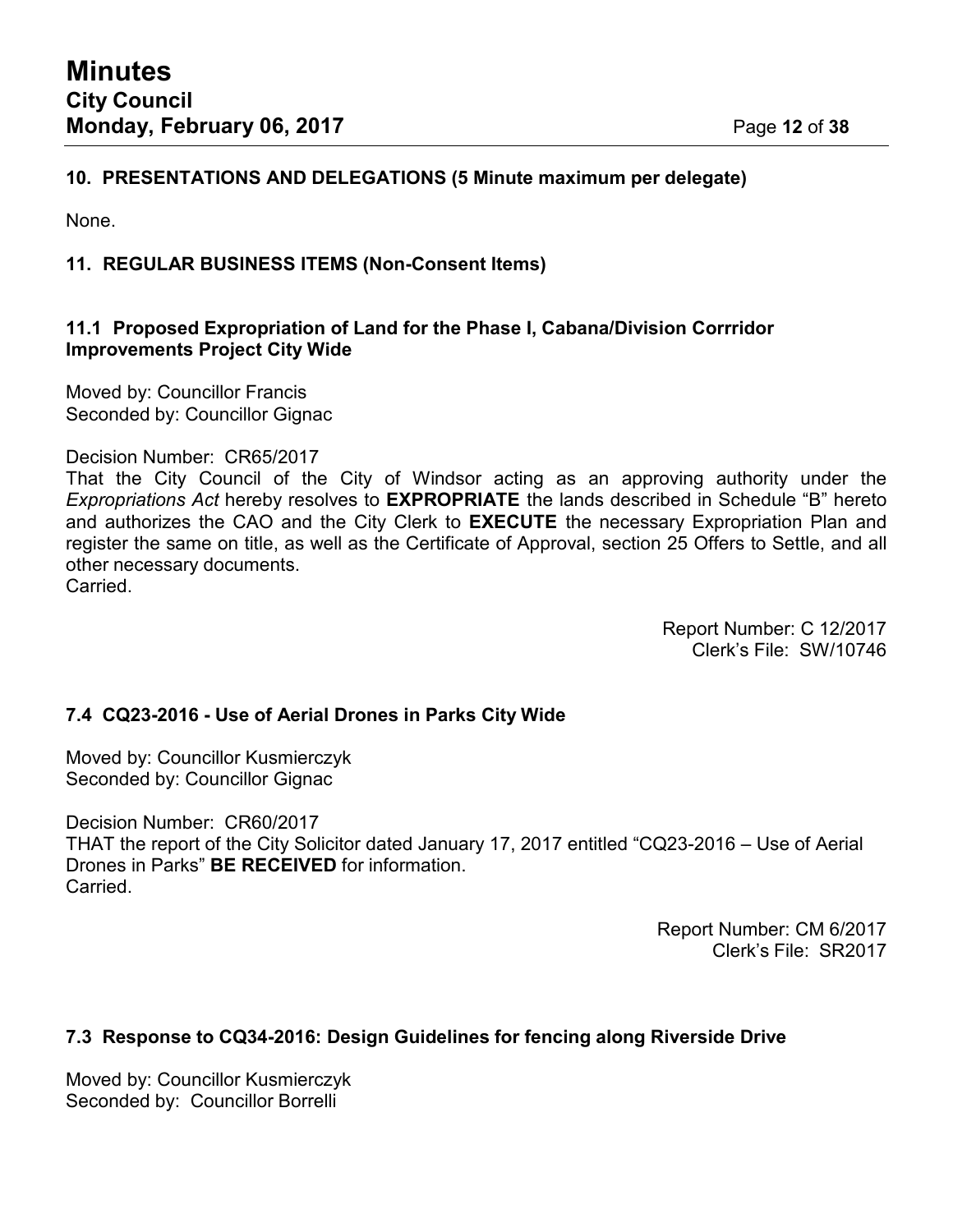## 10. PRESENTATIONS AND DELEGATIONS (5 Minute maximum per delegate)

None.

## 11. REGULAR BUSINESS ITEMS (Non-Consent Items)

### 11.1 Proposed Expropriation of Land for the Phase I, Cabana/Division Corrridor Improvements Project City Wide

Moved by: Councillor Francis
Seconded by: Councillor Gignac

Decision Number: CR65/2017
That the City Council of the City of Windsor acting as an approving authority under the *Expropriations Act* hereby resolves to **EXPROPRIATE** the lands described in Schedule "B" hereto and authorizes the CAO and the City Clerk to **EXECUTE** the necessary Expropriation Plan and register the same on title, as well as the Certificate of Approval, section 25 Offers to Settle, and all other necessary documents.
Carried.

Report Number: C 12/2017
Clerk's File: SW/10746

### 7.4 CQ23-2016 - Use of Aerial Drones in Parks City Wide

Moved by: Councillor Kusmierczyk
Seconded by: Councillor Gignac

Decision Number: CR60/2017
THAT the report of the City Solicitor dated January 17, 2017 entitled "CQ23-2016 – Use of Aerial Drones in Parks" **BE RECEIVED** for information.
Carried.

Report Number: CM 6/2017
Clerk's File: SR2017

### 7.3 Response to CQ34-2016: Design Guidelines for fencing along Riverside Drive

Moved by: Councillor Kusmierczyk
Seconded by: Councillor Borrelli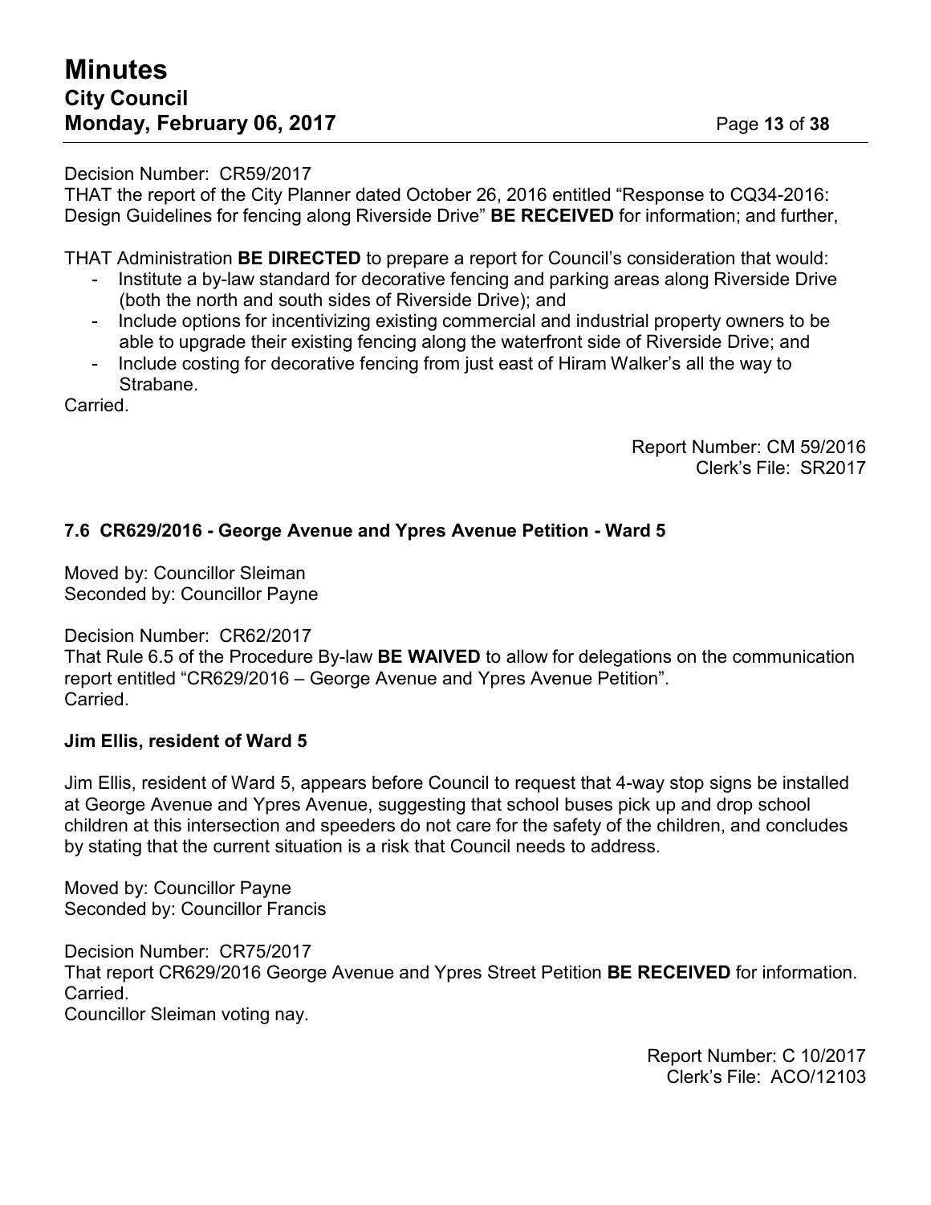Decision Number: CR59/2017
THAT the report of the City Planner dated October 26, 2016 entitled "Response to CQ34-2016: Design Guidelines for fencing along Riverside Drive" **BE RECEIVED** for information; and further,

THAT Administration **BE DIRECTED** to prepare a report for Council's consideration that would:

- Institute a by-law standard for decorative fencing and parking areas along Riverside Drive (both the north and south sides of Riverside Drive); and
- Include options for incentivizing existing commercial and industrial property owners to be able to upgrade their existing fencing along the waterfront side of Riverside Drive; and
- Include costing for decorative fencing from just east of Hiram Walker's all the way to Strabane.

Carried.

Report Number: CM 59/2016
Clerk's File: SR2017

### 7.6 CR629/2016 - George Avenue and Ypres Avenue Petition - Ward 5

Moved by: Councillor Sleiman
Seconded by: Councillor Payne

Decision Number: CR62/2017
That Rule 6.5 of the Procedure By-law **BE WAIVED** to allow for delegations on the communication report entitled "CR629/2016 – George Avenue and Ypres Avenue Petition".
Carried.

**Jim Ellis, resident of Ward 5**

Jim Ellis, resident of Ward 5, appears before Council to request that 4-way stop signs be installed at George Avenue and Ypres Avenue, suggesting that school buses pick up and drop school children at this intersection and speeders do not care for the safety of the children, and concludes by stating that the current situation is a risk that Council needs to address.

Moved by: Councillor Payne
Seconded by: Councillor Francis

Decision Number: CR75/2017
That report CR629/2016 George Avenue and Ypres Street Petition **BE RECEIVED** for information.
Carried.
Councillor Sleiman voting nay.

Report Number: C 10/2017
Clerk's File: ACO/12103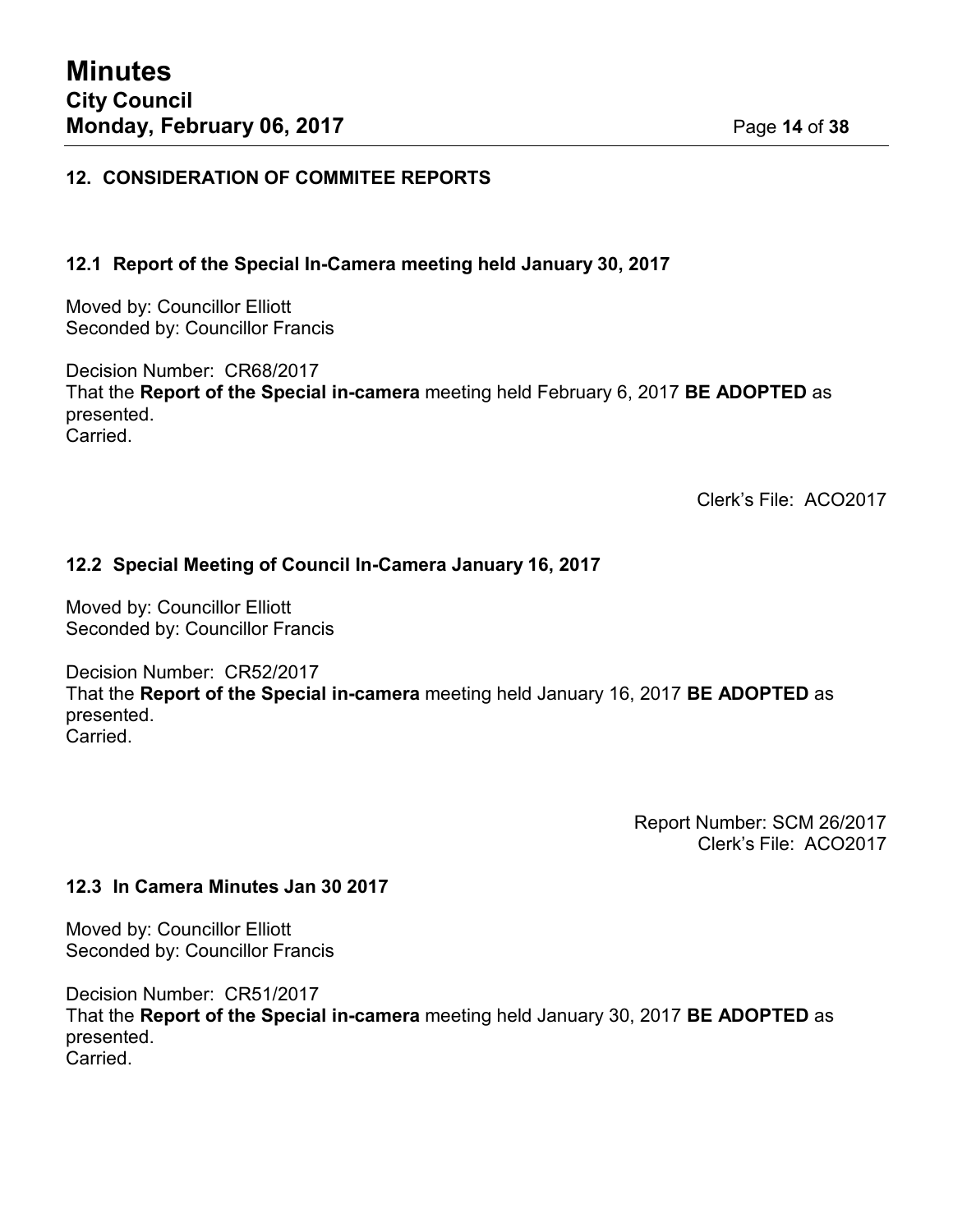## 12. CONSIDERATION OF COMMITEE REPORTS

### 12.1 Report of the Special In-Camera meeting held January 30, 2017

Moved by: Councillor Elliott
Seconded by: Councillor Francis

Decision Number: CR68/2017
That the **Report of the Special in-camera** meeting held February 6, 2017 **BE ADOPTED** as presented.
Carried.

Clerk's File: ACO2017

### 12.2 Special Meeting of Council In-Camera January 16, 2017

Moved by: Councillor Elliott
Seconded by: Councillor Francis

Decision Number: CR52/2017
That the **Report of the Special in-camera** meeting held January 16, 2017 **BE ADOPTED** as presented.
Carried.

Report Number: SCM 26/2017
Clerk's File: ACO2017

### 12.3 In Camera Minutes Jan 30 2017

Moved by: Councillor Elliott
Seconded by: Councillor Francis

Decision Number: CR51/2017
That the **Report of the Special in-camera** meeting held January 30, 2017 **BE ADOPTED** as presented.
Carried.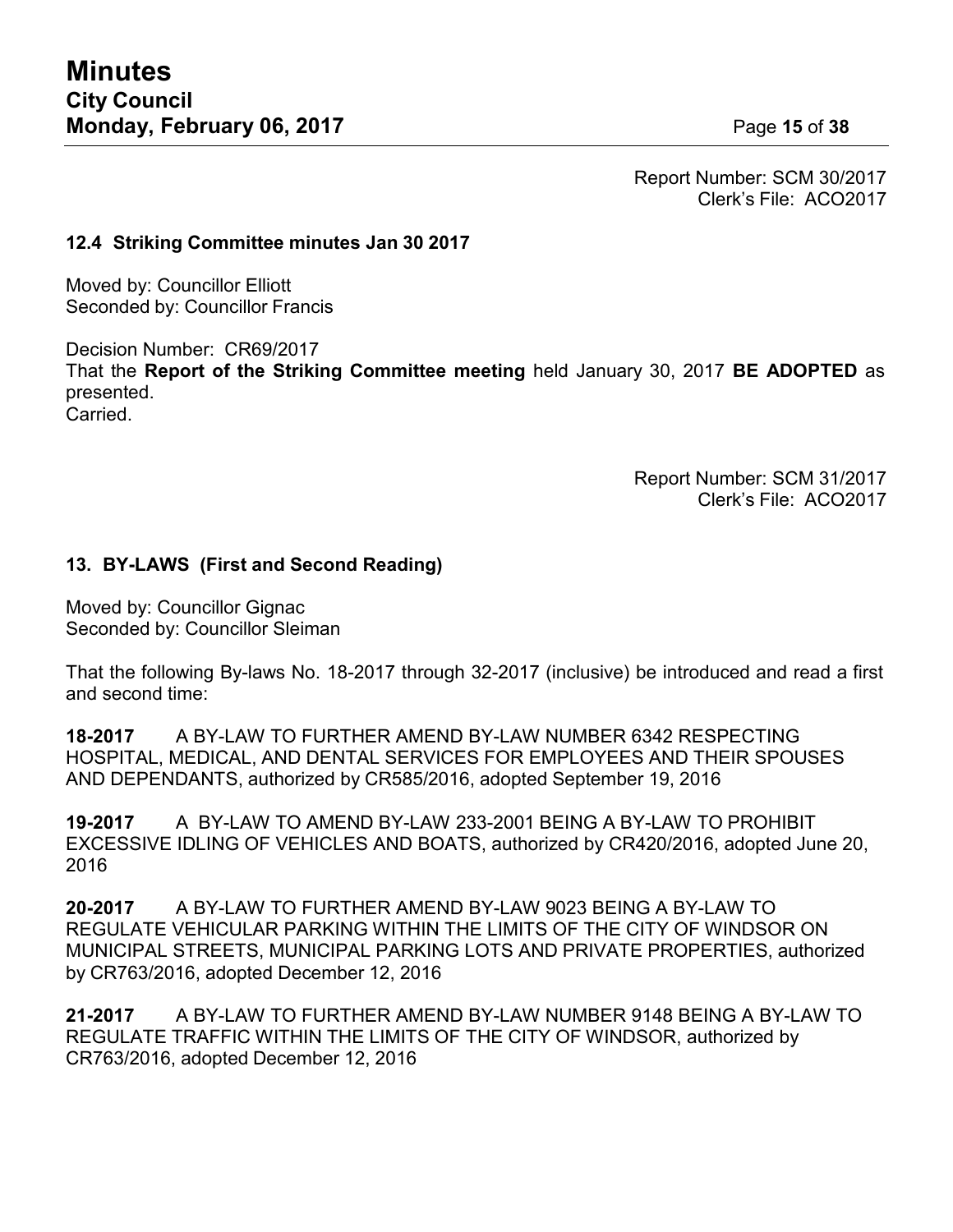Report Number: SCM 30/2017
Clerk's File: ACO2017

### 12.4 Striking Committee minutes Jan 30 2017

Moved by: Councillor Elliott
Seconded by: Councillor Francis

Decision Number: CR69/2017
That the **Report of the Striking Committee meeting** held January 30, 2017 **BE ADOPTED** as presented.
Carried.

Report Number: SCM 31/2017
Clerk's File: ACO2017

## 13. BY-LAWS (First and Second Reading)

Moved by: Councillor Gignac
Seconded by: Councillor Sleiman

That the following By-laws No. 18-2017 through 32-2017 (inclusive) be introduced and read a first and second time:

**18-2017** A BY-LAW TO FURTHER AMEND BY-LAW NUMBER 6342 RESPECTING HOSPITAL, MEDICAL, AND DENTAL SERVICES FOR EMPLOYEES AND THEIR SPOUSES AND DEPENDANTS, authorized by CR585/2016, adopted September 19, 2016

**19-2017** A BY-LAW TO AMEND BY-LAW 233-2001 BEING A BY-LAW TO PROHIBIT EXCESSIVE IDLING OF VEHICLES AND BOATS, authorized by CR420/2016, adopted June 20, 2016

**20-2017** A BY-LAW TO FURTHER AMEND BY-LAW 9023 BEING A BY-LAW TO REGULATE VEHICULAR PARKING WITHIN THE LIMITS OF THE CITY OF WINDSOR ON MUNICIPAL STREETS, MUNICIPAL PARKING LOTS AND PRIVATE PROPERTIES, authorized by CR763/2016, adopted December 12, 2016

**21-2017** A BY-LAW TO FURTHER AMEND BY-LAW NUMBER 9148 BEING A BY-LAW TO REGULATE TRAFFIC WITHIN THE LIMITS OF THE CITY OF WINDSOR, authorized by CR763/2016, adopted December 12, 2016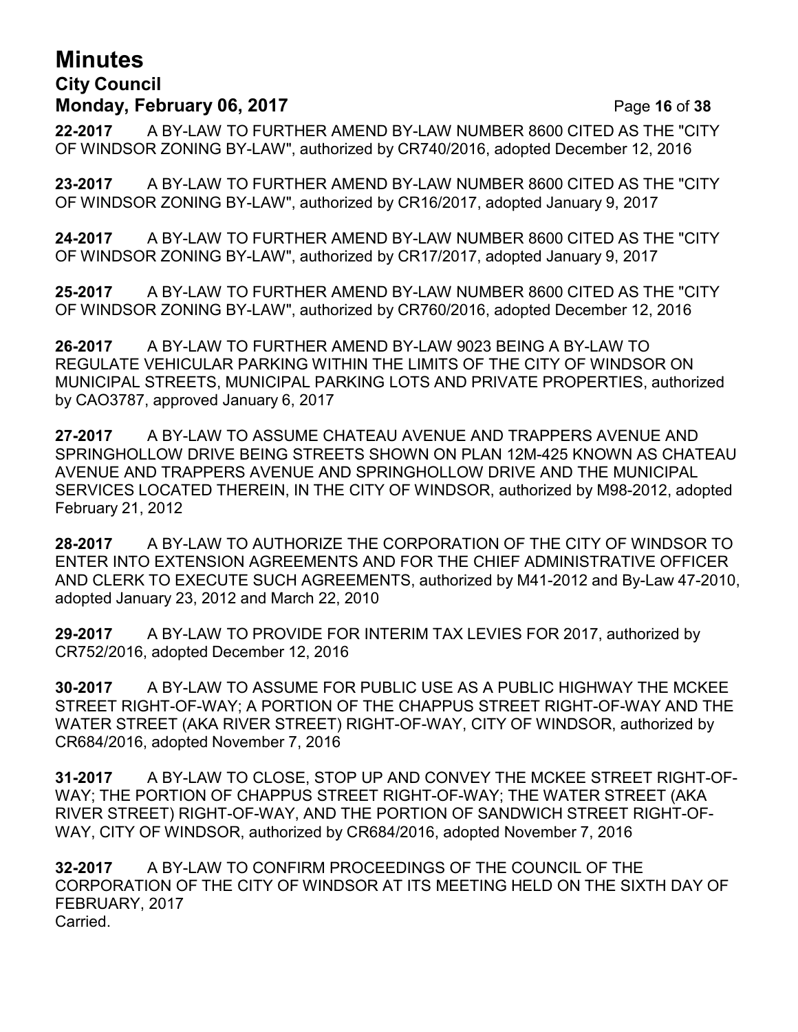**22-2017** A BY-LAW TO FURTHER AMEND BY-LAW NUMBER 8600 CITED AS THE "CITY OF WINDSOR ZONING BY-LAW", authorized by CR740/2016, adopted December 12, 2016

**23-2017** A BY-LAW TO FURTHER AMEND BY-LAW NUMBER 8600 CITED AS THE "CITY OF WINDSOR ZONING BY-LAW", authorized by CR16/2017, adopted January 9, 2017

**24-2017** A BY-LAW TO FURTHER AMEND BY-LAW NUMBER 8600 CITED AS THE "CITY OF WINDSOR ZONING BY-LAW", authorized by CR17/2017, adopted January 9, 2017

**25-2017** A BY-LAW TO FURTHER AMEND BY-LAW NUMBER 8600 CITED AS THE "CITY OF WINDSOR ZONING BY-LAW", authorized by CR760/2016, adopted December 12, 2016

**26-2017** A BY-LAW TO FURTHER AMEND BY-LAW 9023 BEING A BY-LAW TO REGULATE VEHICULAR PARKING WITHIN THE LIMITS OF THE CITY OF WINDSOR ON MUNICIPAL STREETS, MUNICIPAL PARKING LOTS AND PRIVATE PROPERTIES, authorized by CAO3787, approved January 6, 2017

**27-2017** A BY-LAW TO ASSUME CHATEAU AVENUE AND TRAPPERS AVENUE AND SPRINGHOLLOW DRIVE BEING STREETS SHOWN ON PLAN 12M-425 KNOWN AS CHATEAU AVENUE AND TRAPPERS AVENUE AND SPRINGHOLLOW DRIVE AND THE MUNICIPAL SERVICES LOCATED THEREIN, IN THE CITY OF WINDSOR, authorized by M98-2012, adopted February 21, 2012

**28-2017** A BY-LAW TO AUTHORIZE THE CORPORATION OF THE CITY OF WINDSOR TO ENTER INTO EXTENSION AGREEMENTS AND FOR THE CHIEF ADMINISTRATIVE OFFICER AND CLERK TO EXECUTE SUCH AGREEMENTS, authorized by M41-2012 and By-Law 47-2010, adopted January 23, 2012 and March 22, 2010

**29-2017** A BY-LAW TO PROVIDE FOR INTERIM TAX LEVIES FOR 2017, authorized by CR752/2016, adopted December 12, 2016

**30-2017** A BY-LAW TO ASSUME FOR PUBLIC USE AS A PUBLIC HIGHWAY THE MCKEE STREET RIGHT-OF-WAY; A PORTION OF THE CHAPPUS STREET RIGHT-OF-WAY AND THE WATER STREET (AKA RIVER STREET) RIGHT-OF-WAY, CITY OF WINDSOR, authorized by CR684/2016, adopted November 7, 2016

**31-2017** A BY-LAW TO CLOSE, STOP UP AND CONVEY THE MCKEE STREET RIGHT-OF-WAY; THE PORTION OF CHAPPUS STREET RIGHT-OF-WAY; THE WATER STREET (AKA RIVER STREET) RIGHT-OF-WAY, AND THE PORTION OF SANDWICH STREET RIGHT-OF-WAY, CITY OF WINDSOR, authorized by CR684/2016, adopted November 7, 2016

**32-2017** A BY-LAW TO CONFIRM PROCEEDINGS OF THE COUNCIL OF THE CORPORATION OF THE CITY OF WINDSOR AT ITS MEETING HELD ON THE SIXTH DAY OF FEBRUARY, 2017
Carried.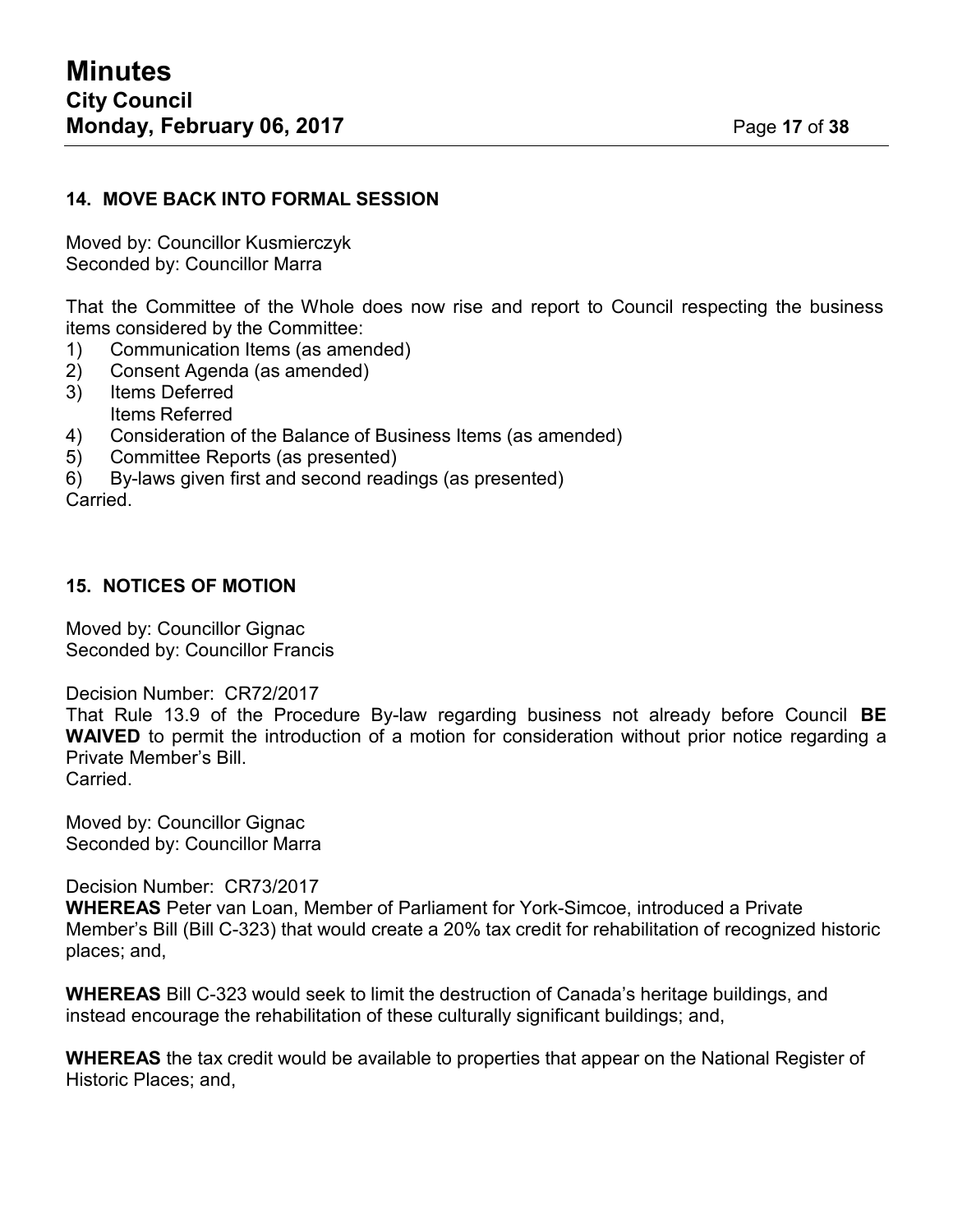## 14. MOVE BACK INTO FORMAL SESSION

Moved by: Councillor Kusmierczyk
Seconded by: Councillor Marra

That the Committee of the Whole does now rise and report to Council respecting the business items considered by the Committee:

1) Communication Items (as amended)
2) Consent Agenda (as amended)
3) Items Deferred
   Items Referred
4) Consideration of the Balance of Business Items (as amended)
5) Committee Reports (as presented)
6) By-laws given first and second readings (as presented)

Carried.

## 15. NOTICES OF MOTION

Moved by: Councillor Gignac
Seconded by: Councillor Francis

Decision Number: CR72/2017
That Rule 13.9 of the Procedure By-law regarding business not already before Council **BE WAIVED** to permit the introduction of a motion for consideration without prior notice regarding a Private Member's Bill.
Carried.

Moved by: Councillor Gignac
Seconded by: Councillor Marra

Decision Number: CR73/2017
**WHEREAS** Peter van Loan, Member of Parliament for York-Simcoe, introduced a Private Member's Bill (Bill C-323) that would create a 20% tax credit for rehabilitation of recognized historic places; and,

**WHEREAS** Bill C-323 would seek to limit the destruction of Canada's heritage buildings, and instead encourage the rehabilitation of these culturally significant buildings; and,

**WHEREAS** the tax credit would be available to properties that appear on the National Register of Historic Places; and,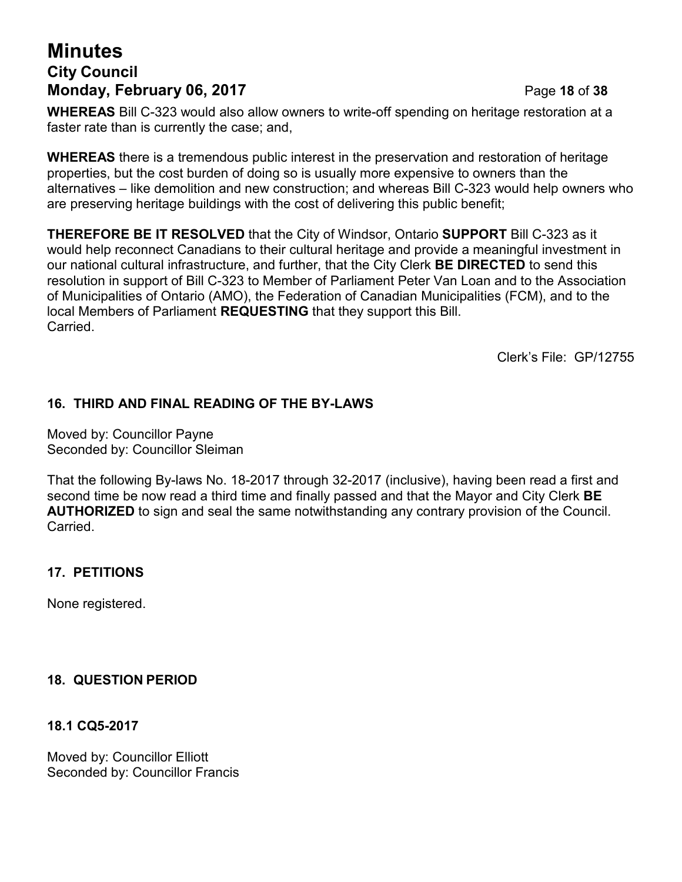**WHEREAS** Bill C-323 would also allow owners to write-off spending on heritage restoration at a faster rate than is currently the case; and,

**WHEREAS** there is a tremendous public interest in the preservation and restoration of heritage properties, but the cost burden of doing so is usually more expensive to owners than the alternatives – like demolition and new construction; and whereas Bill C-323 would help owners who are preserving heritage buildings with the cost of delivering this public benefit;

**THEREFORE BE IT RESOLVED** that the City of Windsor, Ontario **SUPPORT** Bill C-323 as it would help reconnect Canadians to their cultural heritage and provide a meaningful investment in our national cultural infrastructure, and further, that the City Clerk **BE DIRECTED** to send this resolution in support of Bill C-323 to Member of Parliament Peter Van Loan and to the Association of Municipalities of Ontario (AMO), the Federation of Canadian Municipalities (FCM), and to the local Members of Parliament **REQUESTING** that they support this Bill.
Carried.

Clerk's File: GP/12755

## 16. THIRD AND FINAL READING OF THE BY-LAWS

Moved by: Councillor Payne
Seconded by: Councillor Sleiman

That the following By-laws No. 18-2017 through 32-2017 (inclusive), having been read a first and second time be now read a third time and finally passed and that the Mayor and City Clerk **BE AUTHORIZED** to sign and seal the same notwithstanding any contrary provision of the Council.
Carried.

## 17. PETITIONS

None registered.

## 18. QUESTION PERIOD

### 18.1 CQ5-2017

Moved by: Councillor Elliott
Seconded by: Councillor Francis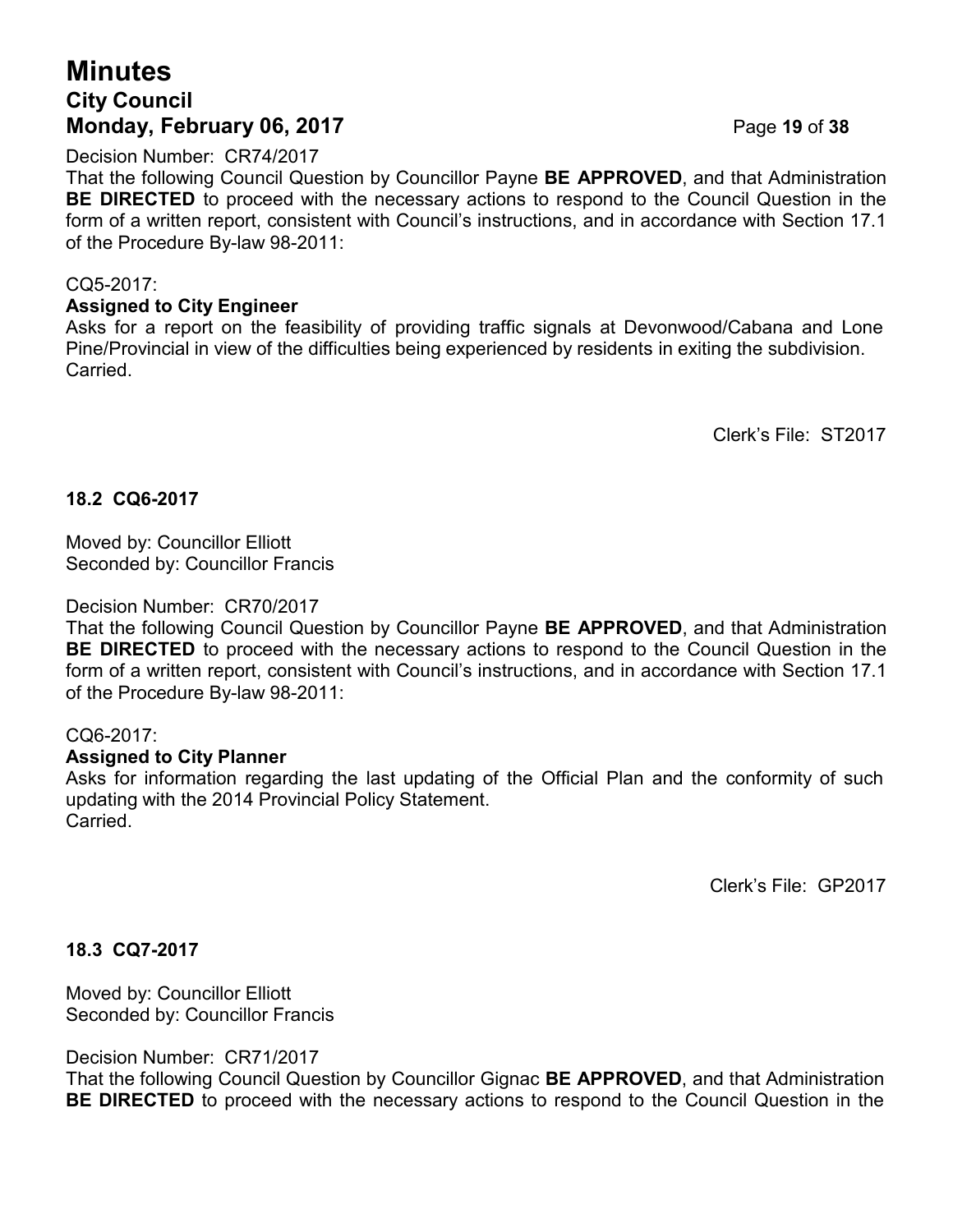Decision Number: CR74/2017
That the following Council Question by Councillor Payne **BE APPROVED**, and that Administration **BE DIRECTED** to proceed with the necessary actions to respond to the Council Question in the form of a written report, consistent with Council's instructions, and in accordance with Section 17.1 of the Procedure By-law 98-2011:

CQ5-2017:
**Assigned to City Engineer**
Asks for a report on the feasibility of providing traffic signals at Devonwood/Cabana and Lone Pine/Provincial in view of the difficulties being experienced by residents in exiting the subdivision.
Carried.

Clerk's File: ST2017

### 18.2 CQ6-2017

Moved by: Councillor Elliott
Seconded by: Councillor Francis

Decision Number: CR70/2017
That the following Council Question by Councillor Payne **BE APPROVED**, and that Administration **BE DIRECTED** to proceed with the necessary actions to respond to the Council Question in the form of a written report, consistent with Council's instructions, and in accordance with Section 17.1 of the Procedure By-law 98-2011:

CQ6-2017:
**Assigned to City Planner**
Asks for information regarding the last updating of the Official Plan and the conformity of such updating with the 2014 Provincial Policy Statement.
Carried.

Clerk's File: GP2017

### 18.3 CQ7-2017

Moved by: Councillor Elliott
Seconded by: Councillor Francis

Decision Number: CR71/2017
That the following Council Question by Councillor Gignac **BE APPROVED**, and that Administration **BE DIRECTED** to proceed with the necessary actions to respond to the Council Question in the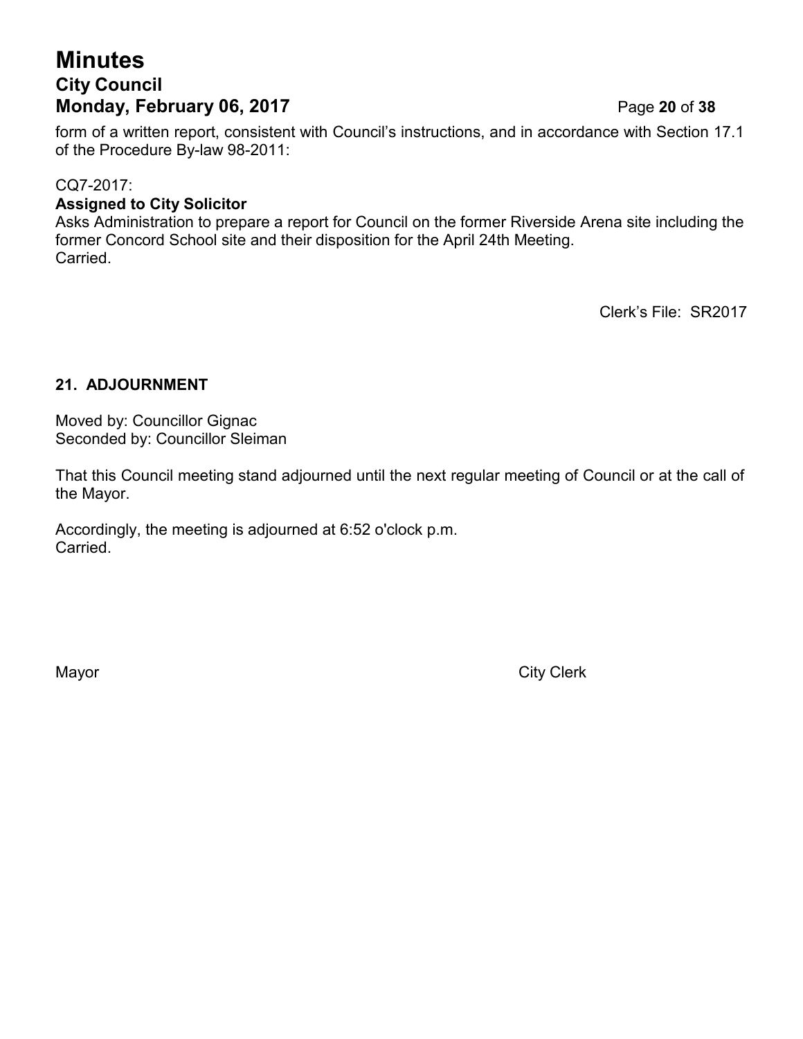form of a written report, consistent with Council's instructions, and in accordance with Section 17.1 of the Procedure By-law 98-2011:

CQ7-2017:

**Assigned to City Solicitor**

Asks Administration to prepare a report for Council on the former Riverside Arena site including the former Concord School site and their disposition for the April 24th Meeting.

Carried.

Clerk's File: SR2017

### 21. ADJOURNMENT

Moved by: Councillor Gignac

Seconded by: Councillor Sleiman

That this Council meeting stand adjourned until the next regular meeting of Council or at the call of the Mayor.

Accordingly, the meeting is adjourned at 6:52 o'clock p.m.

Carried.

Mayor

City Clerk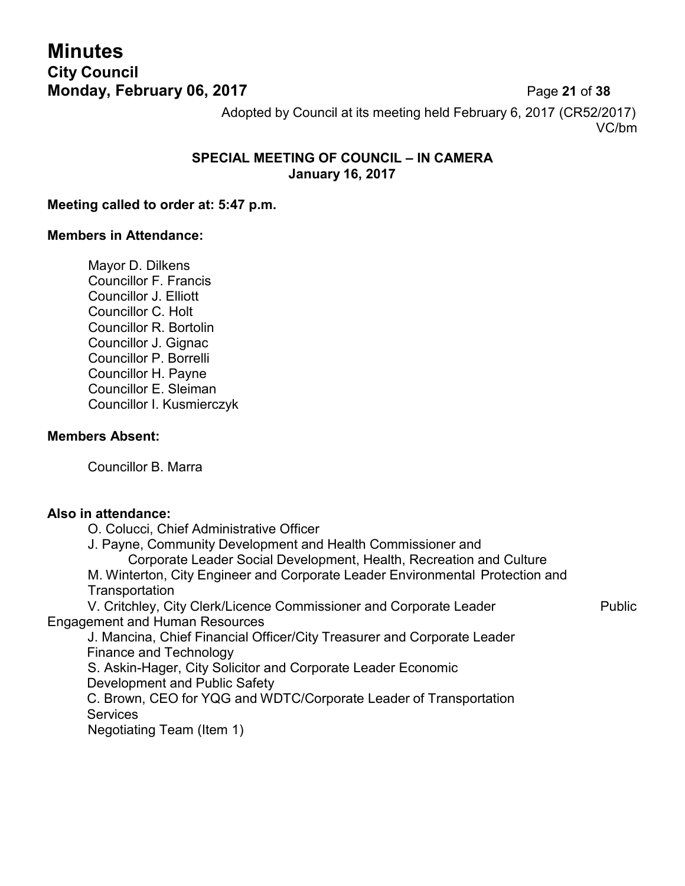Adopted by Council at its meeting held February 6, 2017 (CR52/2017)
VC/bm

### SPECIAL MEETING OF COUNCIL – IN CAMERA
### January 16, 2017

**Meeting called to order at: 5:47 p.m.**

**Members in Attendance:**

Mayor D. Dilkens
Councillor F. Francis
Councillor J. Elliott
Councillor C. Holt
Councillor R. Bortolin
Councillor J. Gignac
Councillor P. Borrelli
Councillor H. Payne
Councillor E. Sleiman
Councillor I. Kusmierczyk

**Members Absent:**

Councillor B. Marra

**Also in attendance:**

O. Colucci, Chief Administrative Officer
J. Payne, Community Development and Health Commissioner and Corporate Leader Social Development, Health, Recreation and Culture
M. Winterton, City Engineer and Corporate Leader Environmental Protection and Transportation
V. Critchley, City Clerk/Licence Commissioner and Corporate Leader Public Engagement and Human Resources
J. Mancina, Chief Financial Officer/City Treasurer and Corporate Leader Finance and Technology
S. Askin-Hager, City Solicitor and Corporate Leader Economic Development and Public Safety
C. Brown, CEO for YQG and WDTC/Corporate Leader of Transportation Services
Negotiating Team (Item 1)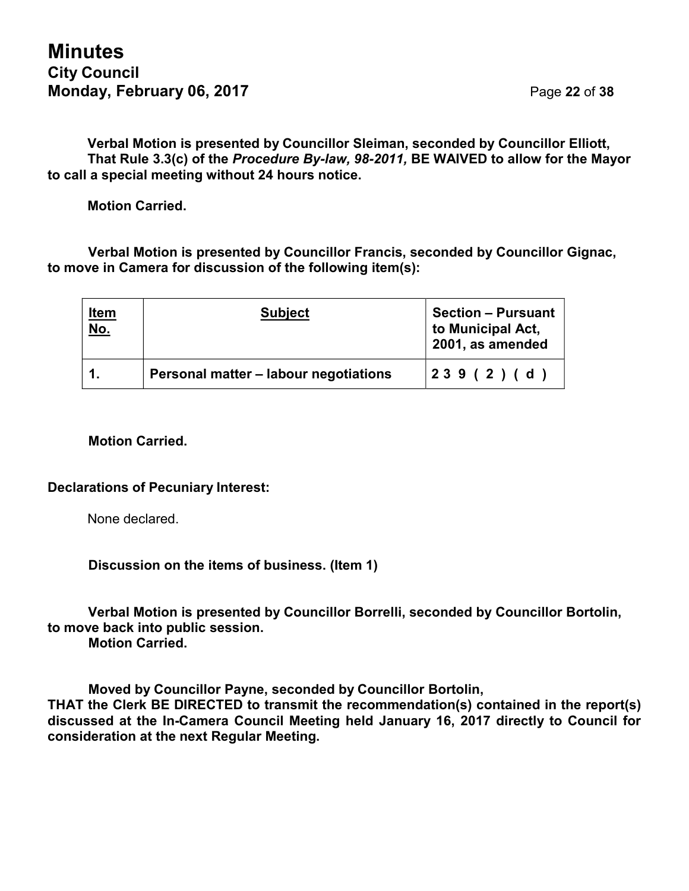**Verbal Motion is presented by Councillor Sleiman, seconded by Councillor Elliott, That Rule 3.3(c) of the *Procedure By-law, 98-2011,* BE WAIVED to allow for the Mayor to call a special meeting without 24 hours notice.**

**Motion Carried.**

**Verbal Motion is presented by Councillor Francis, seconded by Councillor Gignac, to move in Camera for discussion of the following item(s):**

| Item No. | Subject | Section – Pursuant to Municipal Act, 2001, as amended |
|---|---|---|
| 1. | Personal matter – labour negotiations | 239 (2) (d) |

**Motion Carried.**

**Declarations of Pecuniary Interest:**

None declared.

**Discussion on the items of business. (Item 1)**

**Verbal Motion is presented by Councillor Borrelli, seconded by Councillor Bortolin, to move back into public session.**
**Motion Carried.**

**Moved by Councillor Payne, seconded by Councillor Bortolin,**
**THAT the Clerk BE DIRECTED to transmit the recommendation(s) contained in the report(s) discussed at the In-Camera Council Meeting held January 16, 2017 directly to Council for consideration at the next Regular Meeting.**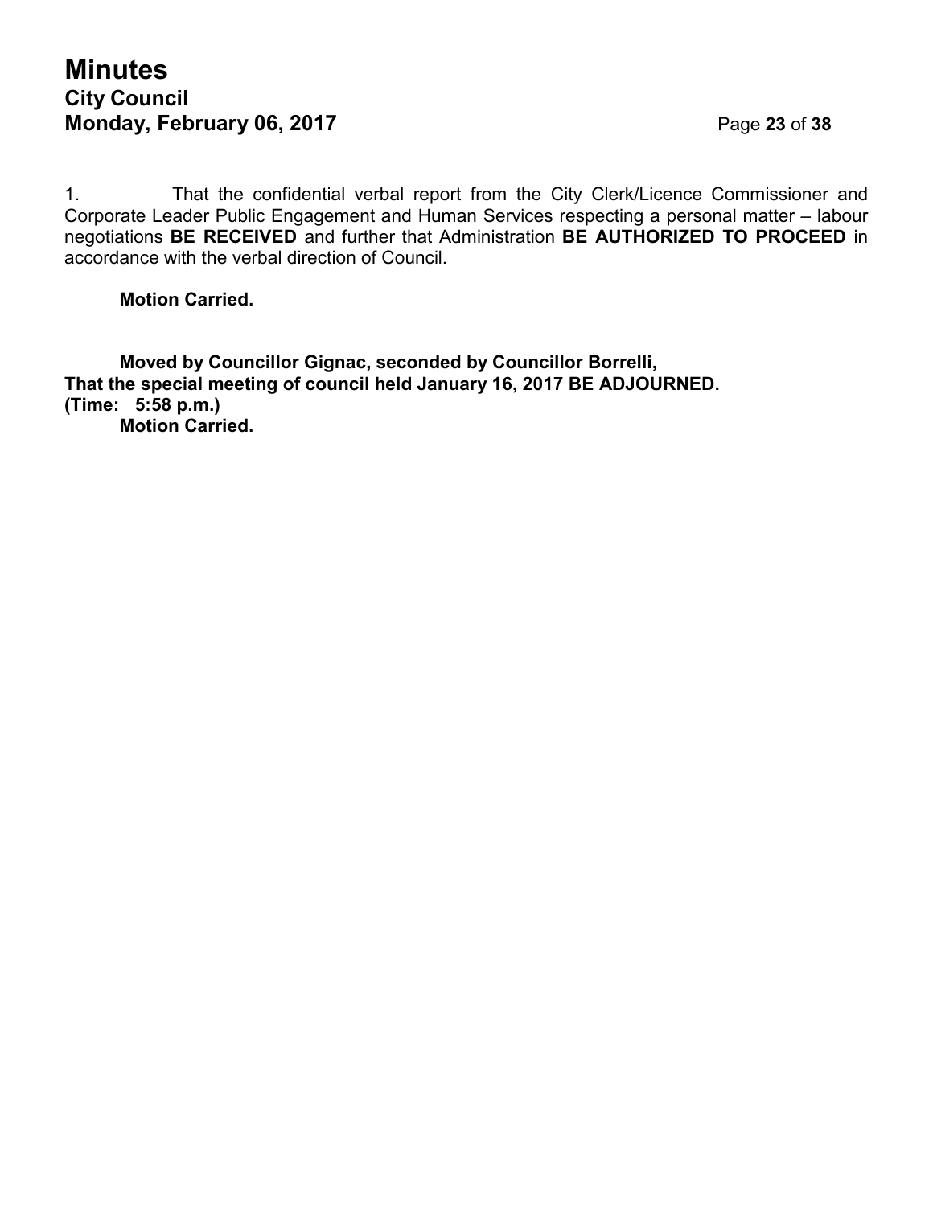1. That the confidential verbal report from the City Clerk/Licence Commissioner and Corporate Leader Public Engagement and Human Services respecting a personal matter – labour negotiations **BE RECEIVED** and further that Administration **BE AUTHORIZED TO PROCEED** in accordance with the verbal direction of Council.

**Motion Carried.**

**Moved by Councillor Gignac, seconded by Councillor Borrelli,**
**That the special meeting of council held January 16, 2017 BE ADJOURNED.**
**(Time: 5:58 p.m.)**
**Motion Carried.**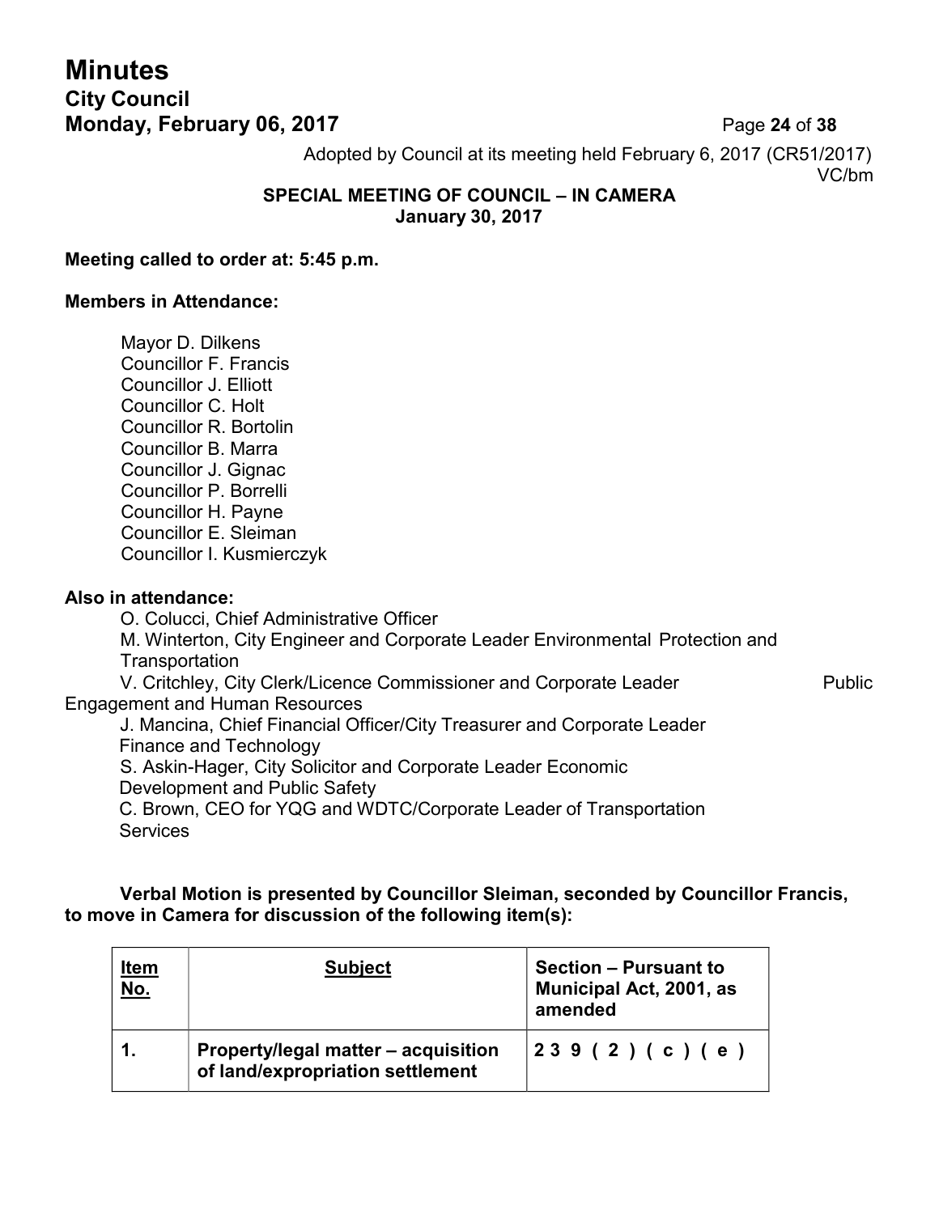Adopted by Council at its meeting held February 6, 2017 (CR51/2017)
VC/bm

**SPECIAL MEETING OF COUNCIL – IN CAMERA**
**January 30, 2017**

**Meeting called to order at: 5:45 p.m.**

**Members in Attendance:**

Mayor D. Dilkens
Councillor F. Francis
Councillor J. Elliott
Councillor C. Holt
Councillor R. Bortolin
Councillor B. Marra
Councillor J. Gignac
Councillor P. Borrelli
Councillor H. Payne
Councillor E. Sleiman
Councillor I. Kusmierczyk

**Also in attendance:**

O. Colucci, Chief Administrative Officer
M. Winterton, City Engineer and Corporate Leader Environmental Protection and Transportation
V. Critchley, City Clerk/Licence Commissioner and Corporate Leader Public Engagement and Human Resources
J. Mancina, Chief Financial Officer/City Treasurer and Corporate Leader Finance and Technology
S. Askin-Hager, City Solicitor and Corporate Leader Economic Development and Public Safety
C. Brown, CEO for YQG and WDTC/Corporate Leader of Transportation Services

**Verbal Motion is presented by Councillor Sleiman, seconded by Councillor Francis, to move in Camera for discussion of the following item(s):**

| Item No. | Subject | Section – Pursuant to Municipal Act, 2001, as amended |
|---|---|---|
| **1.** | **Property/legal matter – acquisition of land/expropriation settlement** | **239(2)(c)(e)** |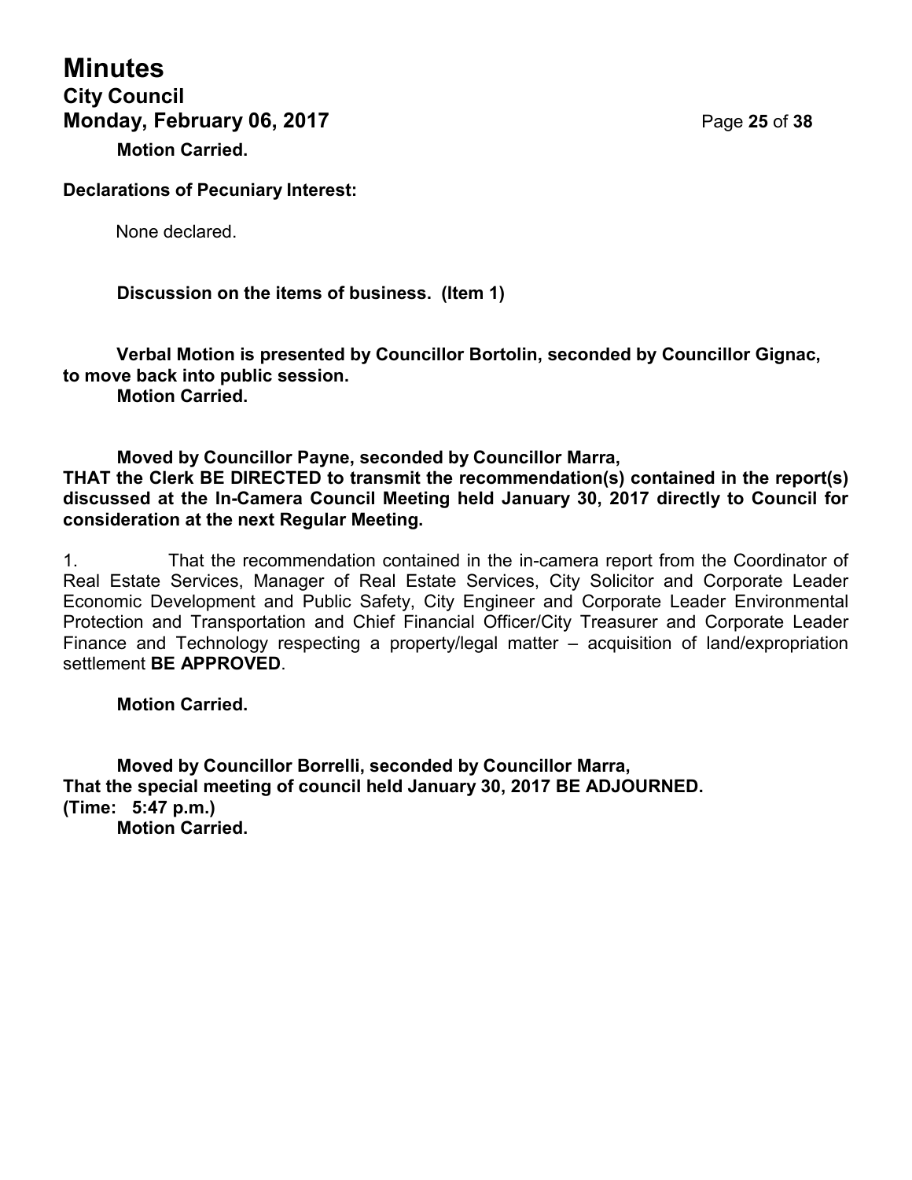**Motion Carried.**

**Declarations of Pecuniary Interest:**

None declared.

**Discussion on the items of business. (Item 1)**

**Verbal Motion is presented by Councillor Bortolin, seconded by Councillor Gignac, to move back into public session.**
**Motion Carried.**

**Moved by Councillor Payne, seconded by Councillor Marra,**
**THAT the Clerk BE DIRECTED to transmit the recommendation(s) contained in the report(s) discussed at the In-Camera Council Meeting held January 30, 2017 directly to Council for consideration at the next Regular Meeting.**

1. That the recommendation contained in the in-camera report from the Coordinator of Real Estate Services, Manager of Real Estate Services, City Solicitor and Corporate Leader Economic Development and Public Safety, City Engineer and Corporate Leader Environmental Protection and Transportation and Chief Financial Officer/City Treasurer and Corporate Leader Finance and Technology respecting a property/legal matter – acquisition of land/expropriation settlement **BE APPROVED**.

**Motion Carried.**

**Moved by Councillor Borrelli, seconded by Councillor Marra,**
**That the special meeting of council held January 30, 2017 BE ADJOURNED.**
**(Time: 5:47 p.m.)**
**Motion Carried.**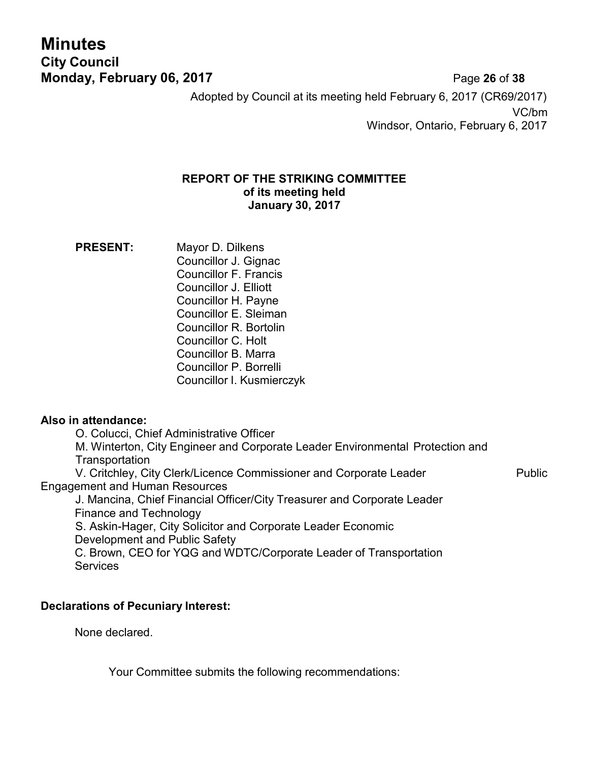Adopted by Council at its meeting held February 6, 2017 (CR69/2017)
VC/bm
Windsor, Ontario, February 6, 2017

**REPORT OF THE STRIKING COMMITTEE**
**of its meeting held**
**January 30, 2017**

**PRESENT:**
Mayor D. Dilkens
Councillor J. Gignac
Councillor F. Francis
Councillor J. Elliott
Councillor H. Payne
Councillor E. Sleiman
Councillor R. Bortolin
Councillor C. Holt
Councillor B. Marra
Councillor P. Borrelli
Councillor I. Kusmierczyk

**Also in attendance:**

O. Colucci, Chief Administrative Officer
M. Winterton, City Engineer and Corporate Leader Environmental Protection and Transportation
V. Critchley, City Clerk/Licence Commissioner and Corporate Leader Public Engagement and Human Resources
J. Mancina, Chief Financial Officer/City Treasurer and Corporate Leader Finance and Technology
S. Askin-Hager, City Solicitor and Corporate Leader Economic Development and Public Safety
C. Brown, CEO for YQG and WDTC/Corporate Leader of Transportation Services

**Declarations of Pecuniary Interest:**

None declared.

Your Committee submits the following recommendations: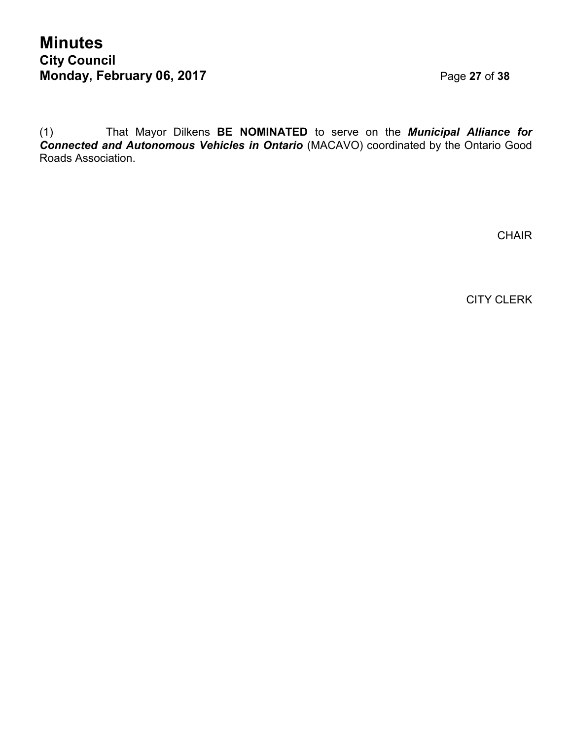(1) That Mayor Dilkens **BE NOMINATED** to serve on the ***Municipal Alliance for Connected and Autonomous Vehicles in Ontario*** (MACAVO) coordinated by the Ontario Good Roads Association.

CHAIR

CITY CLERK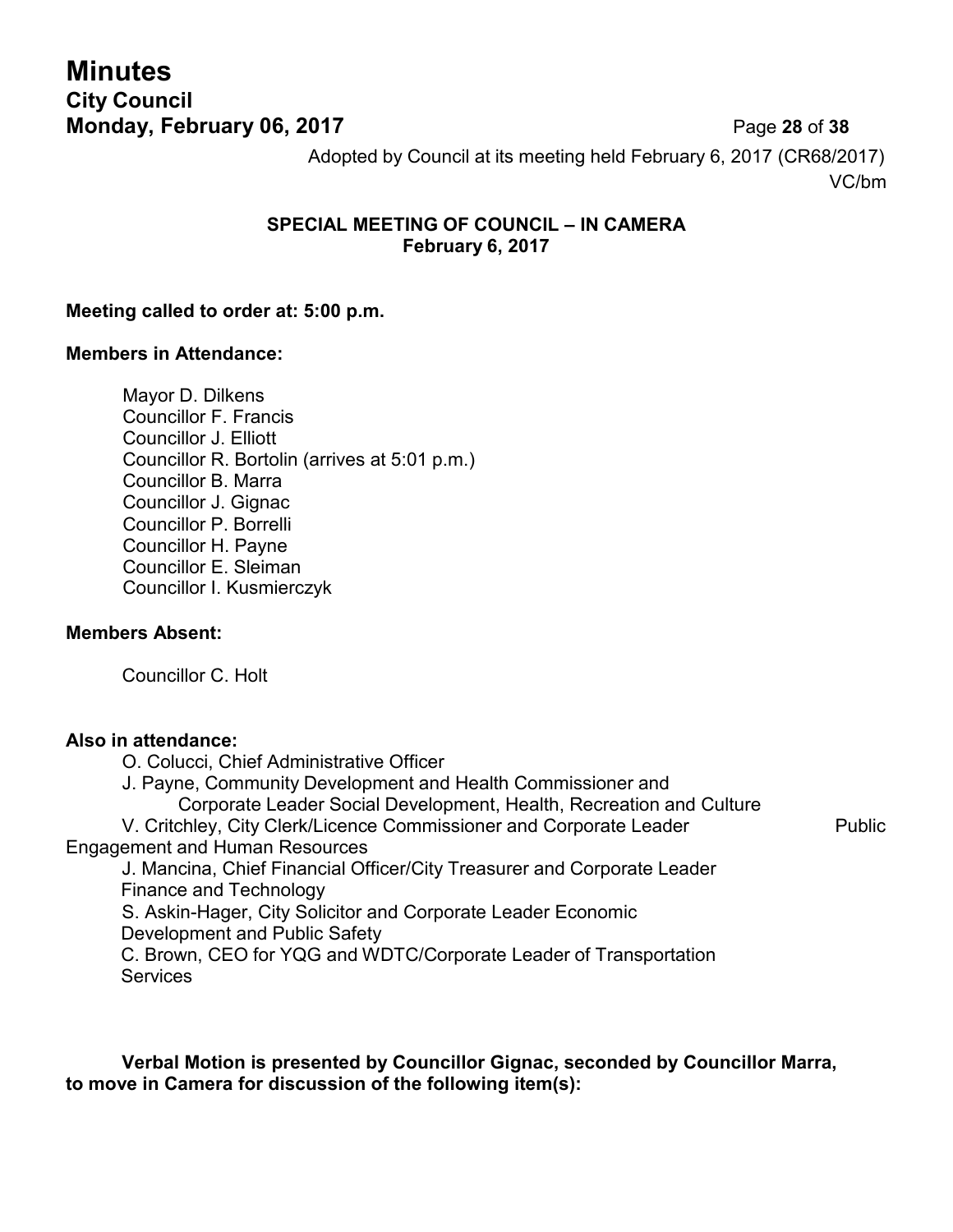Adopted by Council at its meeting held February 6, 2017 (CR68/2017)
VC/bm

**SPECIAL MEETING OF COUNCIL – IN CAMERA**
**February 6, 2017**

**Meeting called to order at: 5:00 p.m.**

**Members in Attendance:**

Mayor D. Dilkens
Councillor F. Francis
Councillor J. Elliott
Councillor R. Bortolin (arrives at 5:01 p.m.)
Councillor B. Marra
Councillor J. Gignac
Councillor P. Borrelli
Councillor H. Payne
Councillor E. Sleiman
Councillor I. Kusmierczyk

**Members Absent:**

Councillor C. Holt

**Also in attendance:**

O. Colucci, Chief Administrative Officer
J. Payne, Community Development and Health Commissioner and Corporate Leader Social Development, Health, Recreation and Culture
V. Critchley, City Clerk/Licence Commissioner and Corporate Leader Public Engagement and Human Resources
J. Mancina, Chief Financial Officer/City Treasurer and Corporate Leader Finance and Technology
S. Askin-Hager, City Solicitor and Corporate Leader Economic Development and Public Safety
C. Brown, CEO for YQG and WDTC/Corporate Leader of Transportation Services

**Verbal Motion is presented by Councillor Gignac, seconded by Councillor Marra, to move in Camera for discussion of the following item(s):**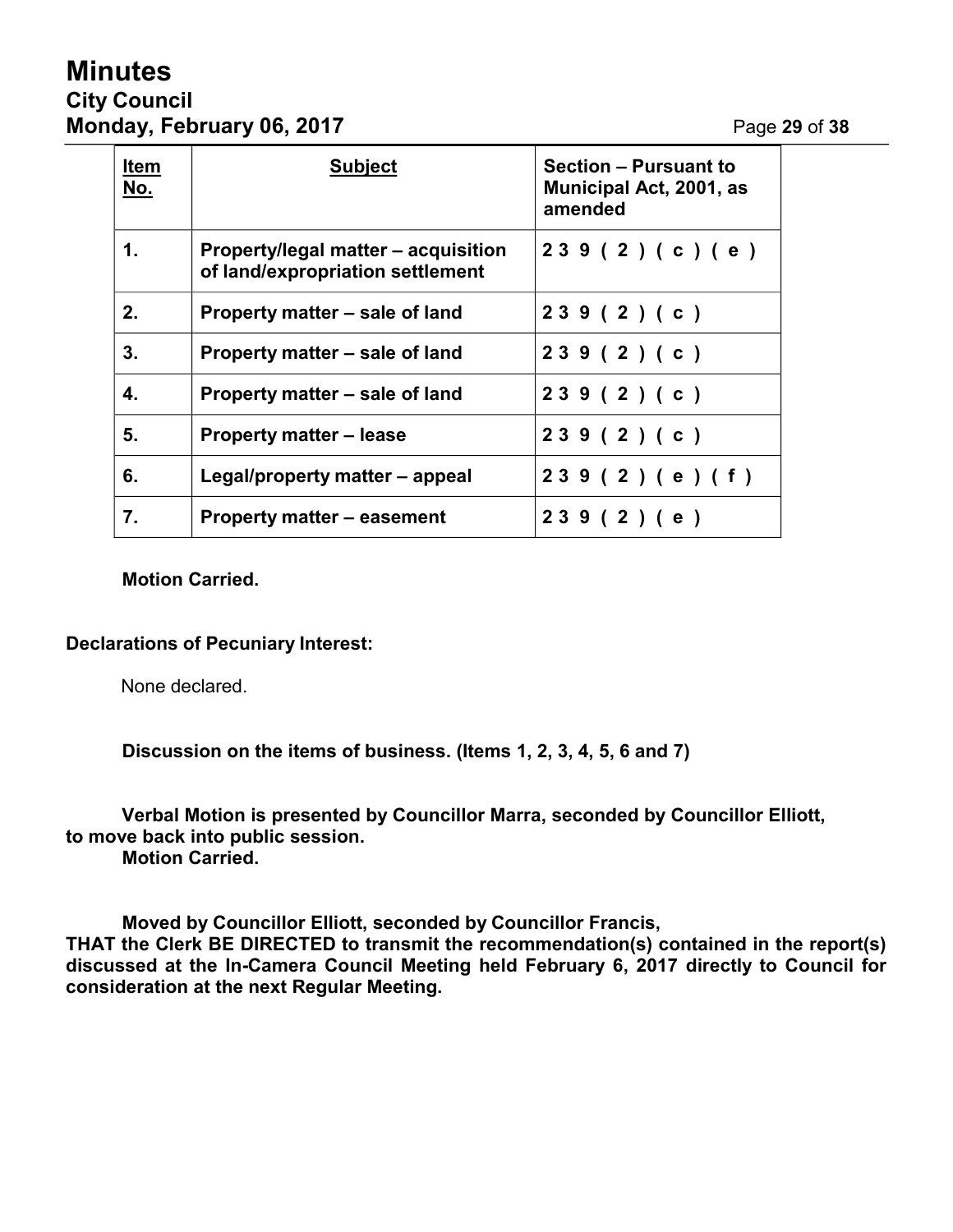| Item No. | Subject | Section – Pursuant to Municipal Act, 2001, as amended |
|---|---|---|
| 1. | Property/legal matter – acquisition of land/expropriation settlement | 239(2)(c)(e) |
| 2. | Property matter – sale of land | 239(2)(c) |
| 3. | Property matter – sale of land | 239(2)(c) |
| 4. | Property matter – sale of land | 239(2)(c) |
| 5. | Property matter – lease | 239(2)(c) |
| 6. | Legal/property matter – appeal | 239(2)(e)(f) |
| 7. | Property matter – easement | 239(2)(e) |

**Motion Carried.**

**Declarations of Pecuniary Interest:**

None declared.

**Discussion on the items of business. (Items 1, 2, 3, 4, 5, 6 and 7)**

**Verbal Motion is presented by Councillor Marra, seconded by Councillor Elliott, to move back into public session.**
**Motion Carried.**

**Moved by Councillor Elliott, seconded by Councillor Francis,**
**THAT the Clerk BE DIRECTED to transmit the recommendation(s) contained in the report(s) discussed at the In-Camera Council Meeting held February 6, 2017 directly to Council for consideration at the next Regular Meeting.**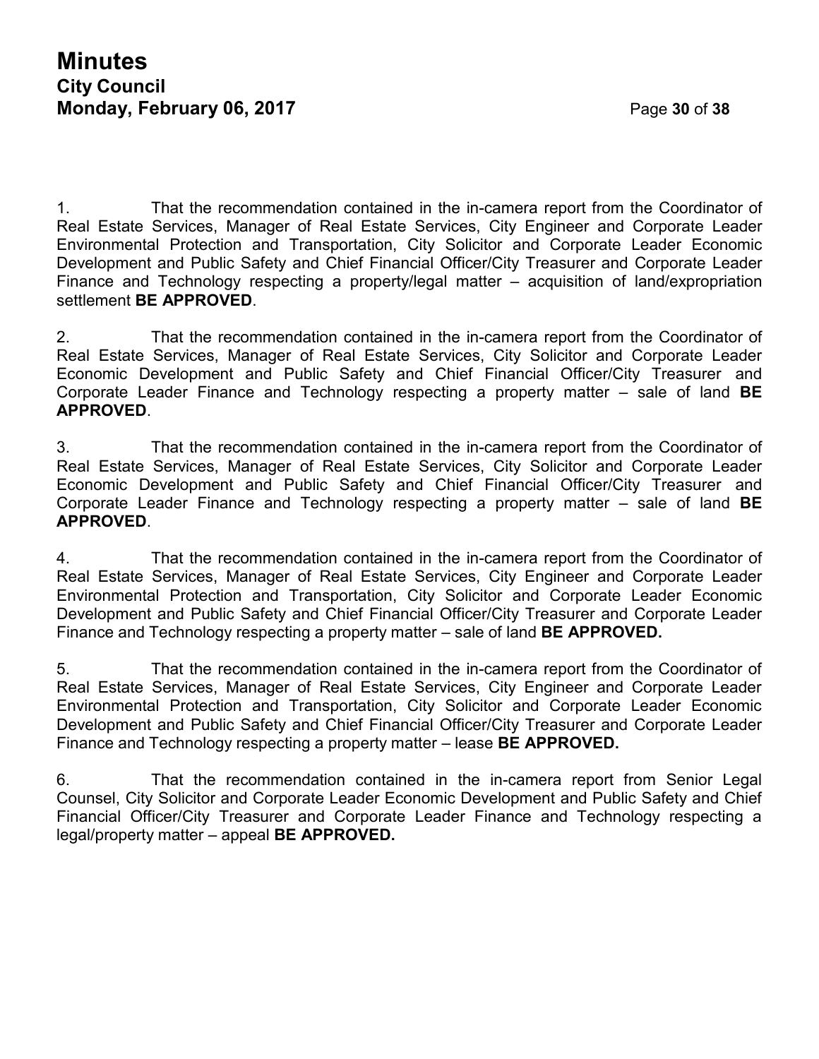1. That the recommendation contained in the in-camera report from the Coordinator of Real Estate Services, Manager of Real Estate Services, City Engineer and Corporate Leader Environmental Protection and Transportation, City Solicitor and Corporate Leader Economic Development and Public Safety and Chief Financial Officer/City Treasurer and Corporate Leader Finance and Technology respecting a property/legal matter – acquisition of land/expropriation settlement **BE APPROVED**.

2. That the recommendation contained in the in-camera report from the Coordinator of Real Estate Services, Manager of Real Estate Services, City Solicitor and Corporate Leader Economic Development and Public Safety and Chief Financial Officer/City Treasurer and Corporate Leader Finance and Technology respecting a property matter – sale of land **BE APPROVED**.

3. That the recommendation contained in the in-camera report from the Coordinator of Real Estate Services, Manager of Real Estate Services, City Solicitor and Corporate Leader Economic Development and Public Safety and Chief Financial Officer/City Treasurer and Corporate Leader Finance and Technology respecting a property matter – sale of land **BE APPROVED**.

4. That the recommendation contained in the in-camera report from the Coordinator of Real Estate Services, Manager of Real Estate Services, City Engineer and Corporate Leader Environmental Protection and Transportation, City Solicitor and Corporate Leader Economic Development and Public Safety and Chief Financial Officer/City Treasurer and Corporate Leader Finance and Technology respecting a property matter – sale of land **BE APPROVED.**

5. That the recommendation contained in the in-camera report from the Coordinator of Real Estate Services, Manager of Real Estate Services, City Engineer and Corporate Leader Environmental Protection and Transportation, City Solicitor and Corporate Leader Economic Development and Public Safety and Chief Financial Officer/City Treasurer and Corporate Leader Finance and Technology respecting a property matter – lease **BE APPROVED.**

6. That the recommendation contained in the in-camera report from Senior Legal Counsel, City Solicitor and Corporate Leader Economic Development and Public Safety and Chief Financial Officer/City Treasurer and Corporate Leader Finance and Technology respecting a legal/property matter – appeal **BE APPROVED.**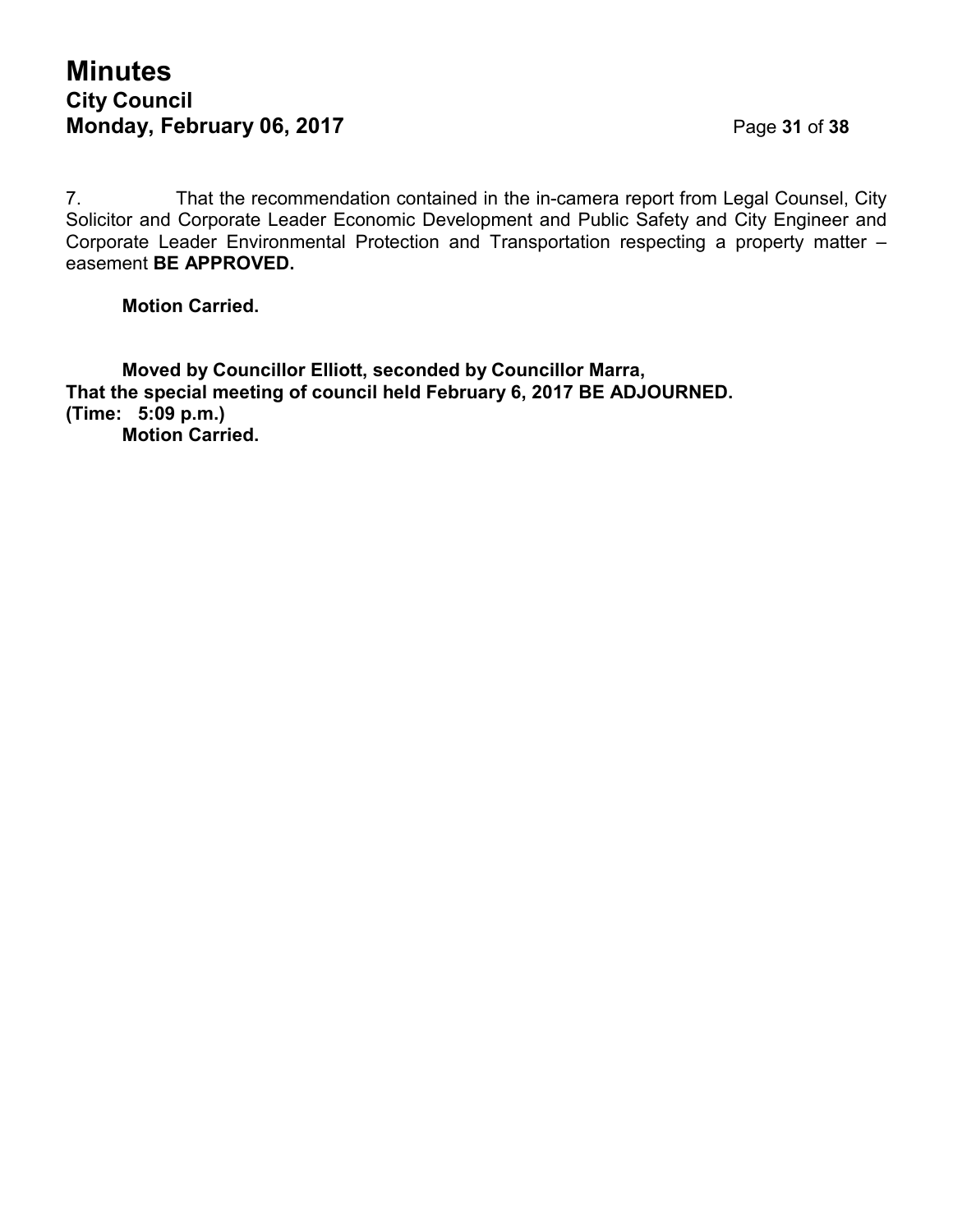7. That the recommendation contained in the in-camera report from Legal Counsel, City Solicitor and Corporate Leader Economic Development and Public Safety and City Engineer and Corporate Leader Environmental Protection and Transportation respecting a property matter – easement **BE APPROVED.**

**Motion Carried.**

**Moved by Councillor Elliott, seconded by Councillor Marra,**
**That the special meeting of council held February 6, 2017 BE ADJOURNED.**
**(Time: 5:09 p.m.)**
**Motion Carried.**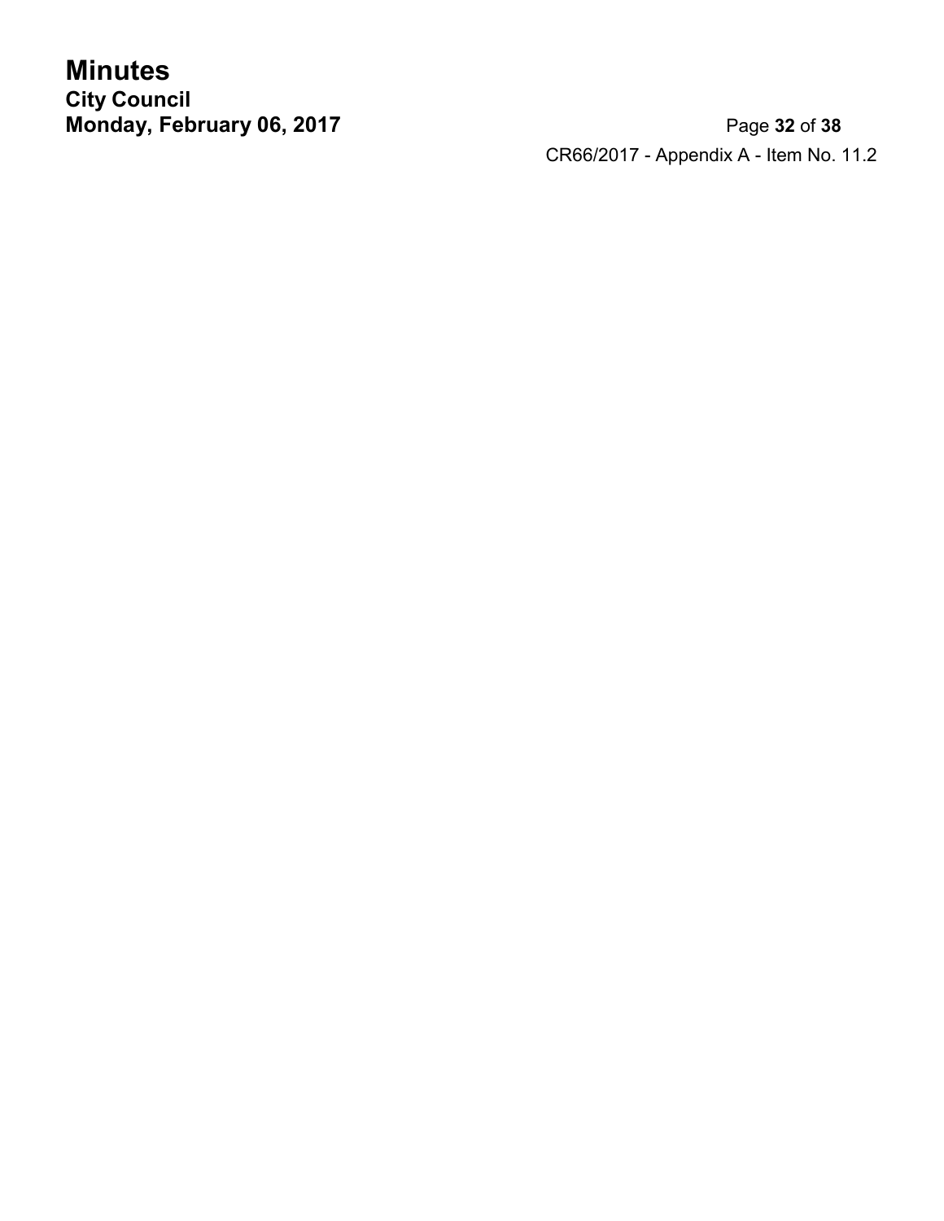CR66/2017 - Appendix A - Item No. 11.2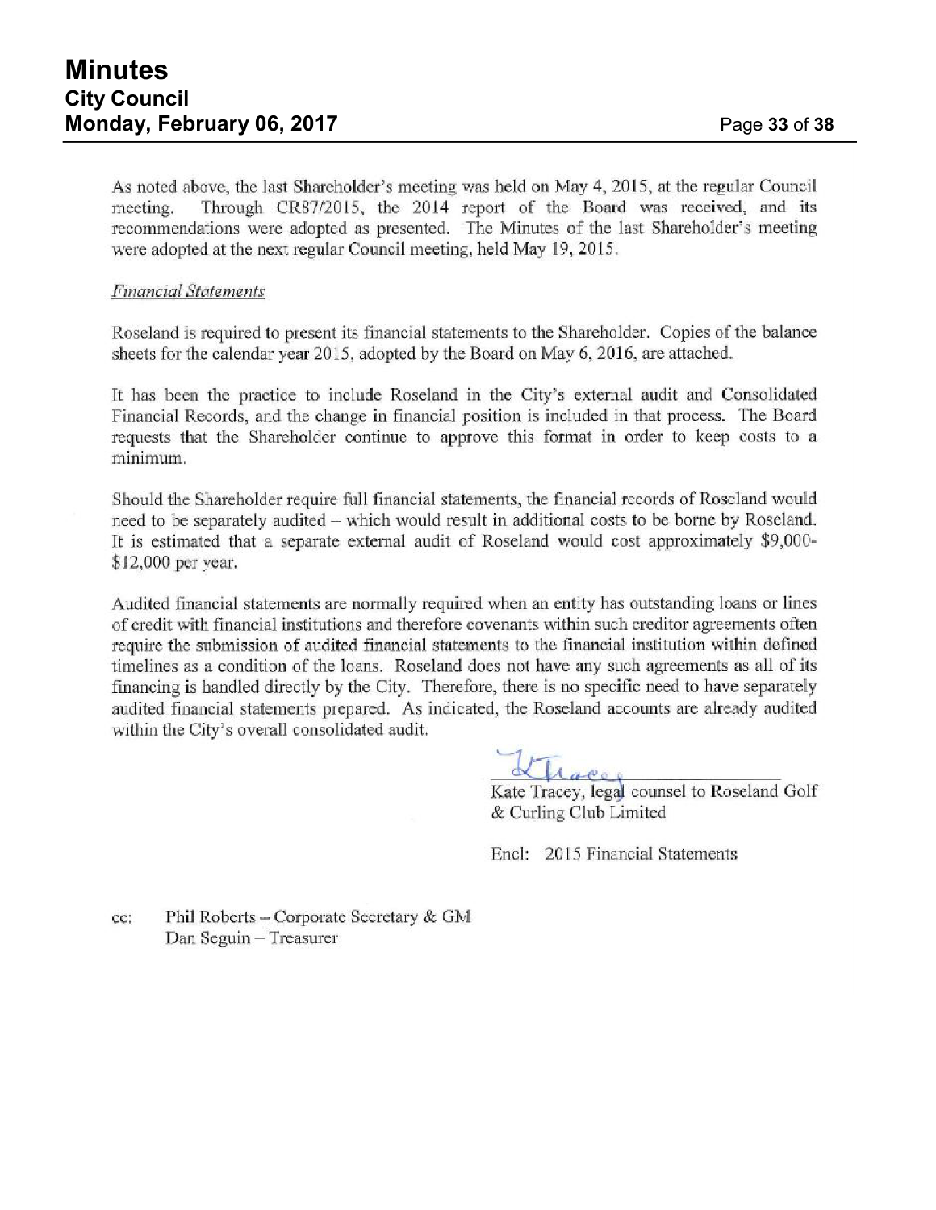As noted above, the last Shareholder's meeting was held on May 4, 2015, at the regular Council meeting. Through CR87/2015, the 2014 report of the Board was received, and its recommendations were adopted as presented. The Minutes of the last Shareholder's meeting were adopted at the next regular Council meeting, held May 19, 2015.

*Financial Statements*

Roseland is required to present its financial statements to the Shareholder. Copies of the balance sheets for the calendar year 2015, adopted by the Board on May 6, 2016, are attached.

It has been the practice to include Roseland in the City's external audit and Consolidated Financial Records, and the change in financial position is included in that process. The Board requests that the Shareholder continue to approve this format in order to keep costs to a minimum.

Should the Shareholder require full financial statements, the financial records of Roseland would need to be separately audited – which would result in additional costs to be borne by Roseland. It is estimated that a separate external audit of Roseland would cost approximately $9,000-$12,000 per year.

Audited financial statements are normally required when an entity has outstanding loans or lines of credit with financial institutions and therefore covenants within such creditor agreements often require the submission of audited financial statements to the financial institution within defined timelines as a condition of the loans. Roseland does not have any such agreements as all of its financing is handled directly by the City. Therefore, there is no specific need to have separately audited financial statements prepared. As indicated, the Roseland accounts are already audited within the City's overall consolidated audit.

K Tracey

Kate Tracey, legal counsel to Roseland Golf & Curling Club Limited

Encl: 2015 Financial Statements

cc: Phil Roberts – Corporate Secretary & GM
Dan Seguin – Treasurer